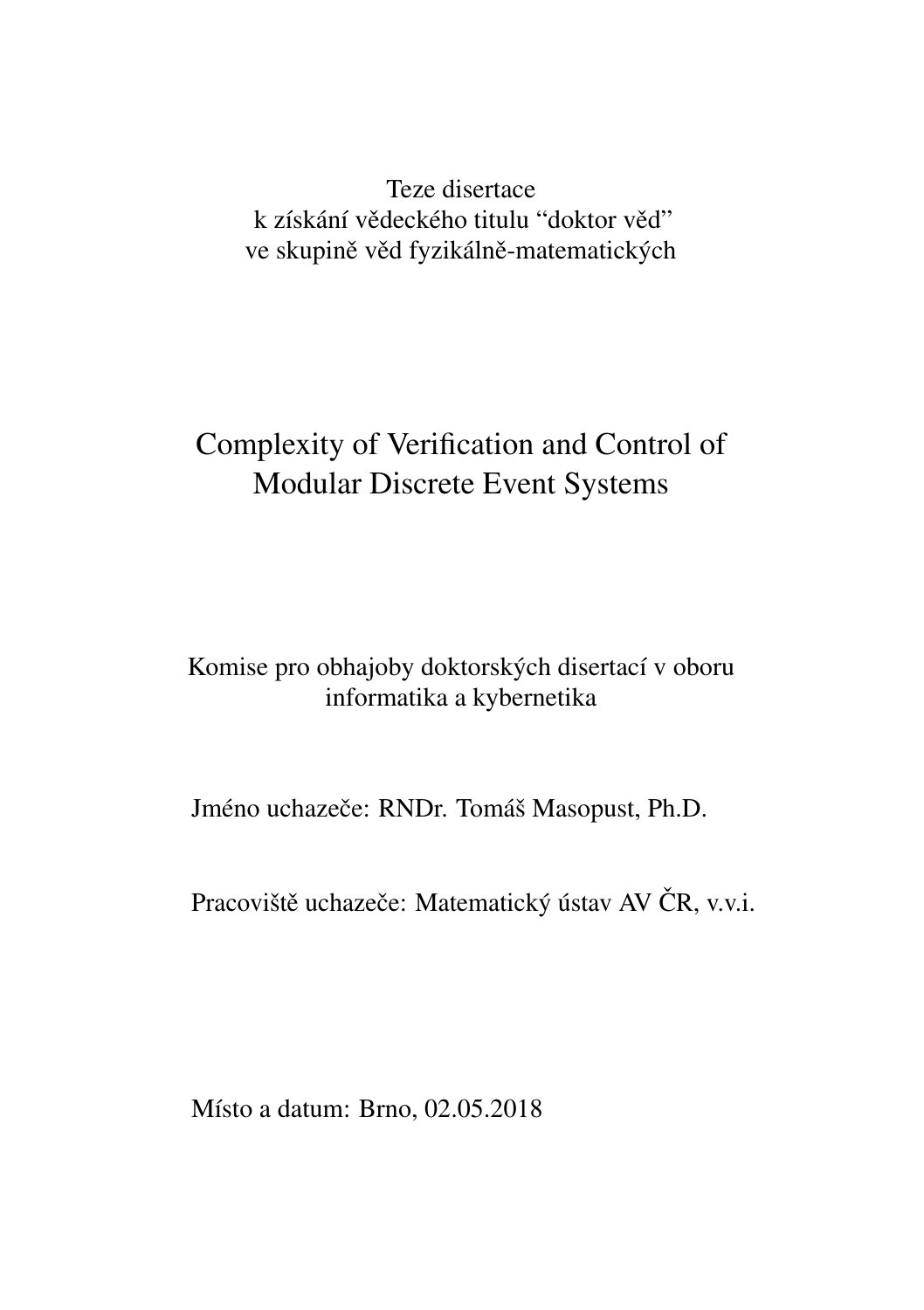Teze disertace
k získání vědeckého titulu “doktor věd”
ve skupině věd fyzikálně-matematických

# Complexity of Verification and Control of Modular Discrete Event Systems

Komise pro obhajoby doktorských disertací v oboru
informatika a kybernetika

Jméno uchazeče: RNDr. Tomáš Masopust, Ph.D.

Pracoviště uchazeče: Matematický ústav AV ČR, v.v.i.

Místo a datum: Brno, 02.05.2018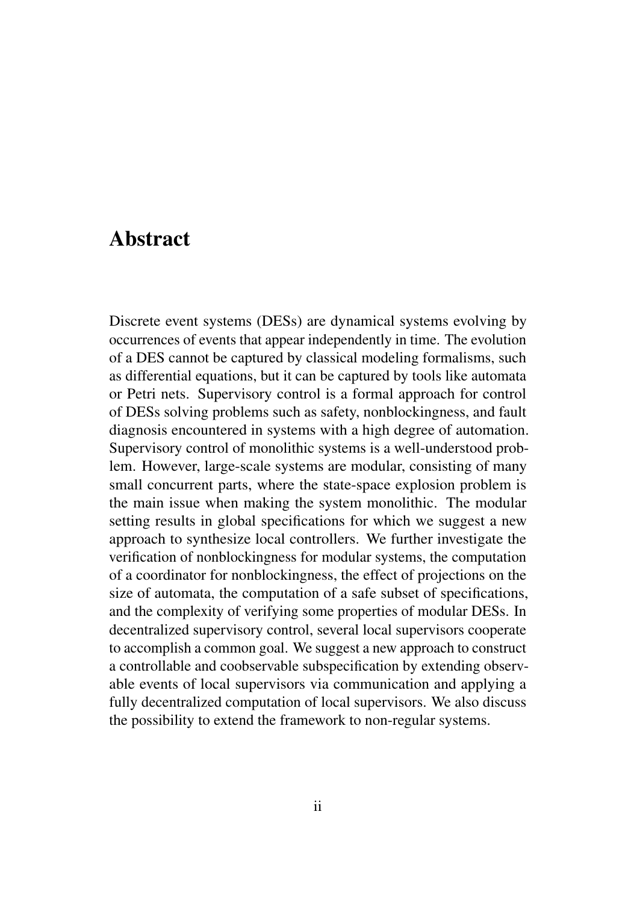# Abstract

Discrete event systems (DESs) are dynamical systems evolving by occurrences of events that appear independently in time. The evolution of a DES cannot be captured by classical modeling formalisms, such as differential equations, but it can be captured by tools like automata or Petri nets. Supervisory control is a formal approach for control of DESs solving problems such as safety, nonblockingness, and fault diagnosis encountered in systems with a high degree of automation. Supervisory control of monolithic systems is a well-understood problem. However, large-scale systems are modular, consisting of many small concurrent parts, where the state-space explosion problem is the main issue when making the system monolithic. The modular setting results in global specifications for which we suggest a new approach to synthesize local controllers. We further investigate the verification of nonblockingness for modular systems, the computation of a coordinator for nonblockingness, the effect of projections on the size of automata, the computation of a safe subset of specifications, and the complexity of verifying some properties of modular DESs. In decentralized supervisory control, several local supervisors cooperate to accomplish a common goal. We suggest a new approach to construct a controllable and coobservable subspecification by extending observable events of local supervisors via communication and applying a fully decentralized computation of local supervisors. We also discuss the possibility to extend the framework to non-regular systems.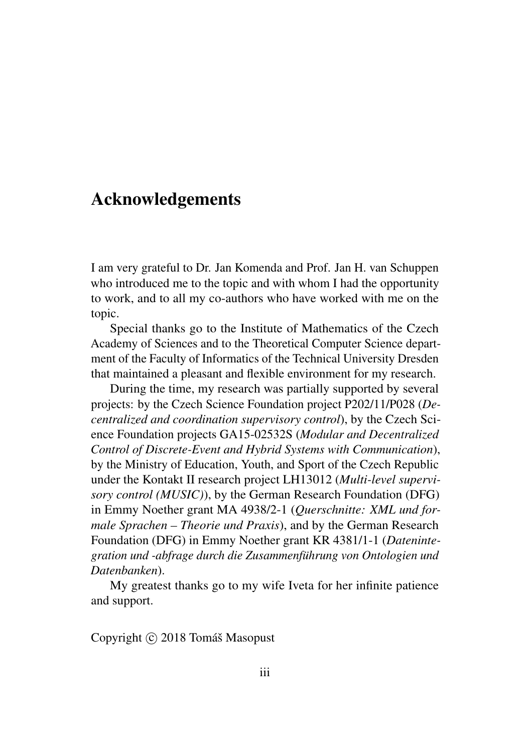# Acknowledgements

I am very grateful to Dr. Jan Komenda and Prof. Jan H. van Schuppen who introduced me to the topic and with whom I had the opportunity to work, and to all my co-authors who have worked with me on the topic.

Special thanks go to the Institute of Mathematics of the Czech Academy of Sciences and to the Theoretical Computer Science department of the Faculty of Informatics of the Technical University Dresden that maintained a pleasant and flexible environment for my research.

During the time, my research was partially supported by several projects: by the Czech Science Foundation project P202/11/P028 (*Decentralized and coordination supervisory control*), by the Czech Science Foundation projects GA15-02532S (*Modular and Decentralized Control of Discrete-Event and Hybrid Systems with Communication*), by the Ministry of Education, Youth, and Sport of the Czech Republic under the Kontakt II research project LH13012 (*Multi-level supervisory control (MUSIC)*), by the German Research Foundation (DFG) in Emmy Noether grant MA 4938/2-1 (*Querschnitte: XML und formale Sprachen – Theorie und Praxis*), and by the German Research Foundation (DFG) in Emmy Noether grant KR 4381/1-1 (*Datenintegration und -abfrage durch die Zusammenführung von Ontologien und Datenbanken*).

My greatest thanks go to my wife Iveta for her infinite patience and support.

Copyright © 2018 Tomáš Masopust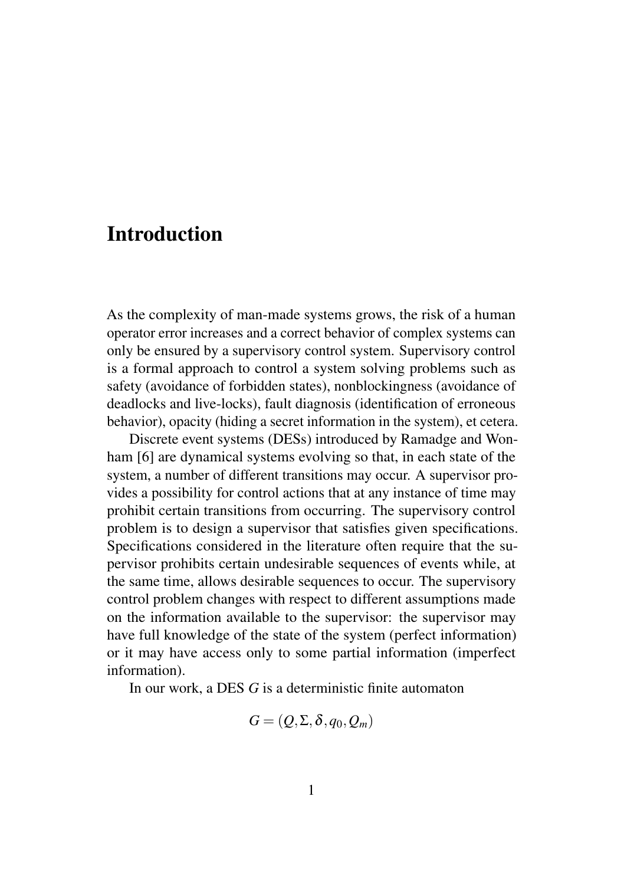# Introduction

As the complexity of man-made systems grows, the risk of a human operator error increases and a correct behavior of complex systems can only be ensured by a supervisory control system. Supervisory control is a formal approach to control a system solving problems such as safety (avoidance of forbidden states), nonblockingness (avoidance of deadlocks and live-locks), fault diagnosis (identification of erroneous behavior), opacity (hiding a secret information in the system), et cetera.

Discrete event systems (DESs) introduced by Ramadge and Wonham [6] are dynamical systems evolving so that, in each state of the system, a number of different transitions may occur. A supervisor provides a possibility for control actions that at any instance of time may prohibit certain transitions from occurring. The supervisory control problem is to design a supervisor that satisfies given specifications. Specifications considered in the literature often require that the supervisor prohibits certain undesirable sequences of events while, at the same time, allows desirable sequences to occur. The supervisory control problem changes with respect to different assumptions made on the information available to the supervisor: the supervisor may have full knowledge of the state of the system (perfect information) or it may have access only to some partial information (imperfect information).

In our work, a DES $G$ is a deterministic finite automaton

$$G = (Q, \Sigma, \delta, q_0, Q_m)$$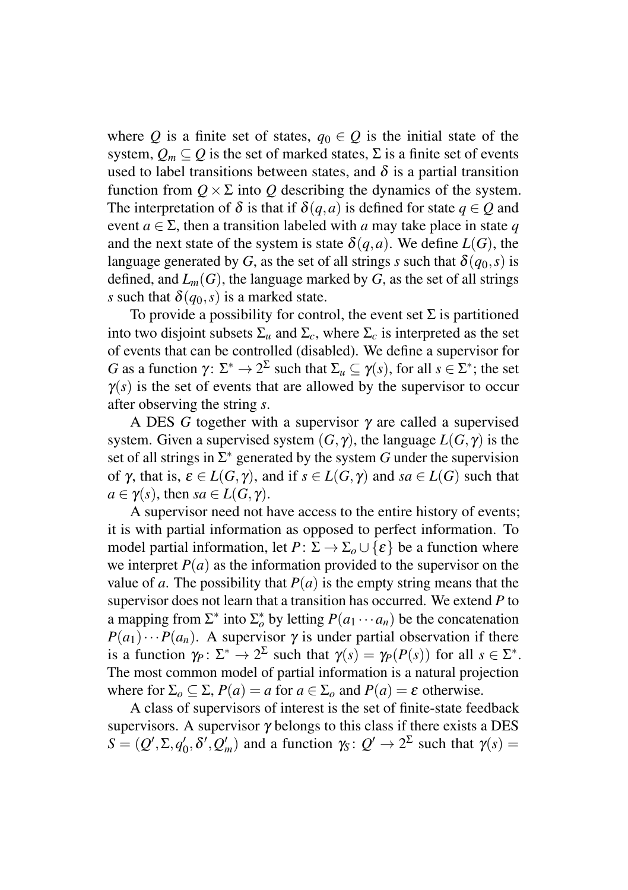where $Q$ is a finite set of states, $q_0 \in Q$ is the initial state of the system, $Q_m \subseteq Q$ is the set of marked states, $\Sigma$ is a finite set of events used to label transitions between states, and $\delta$ is a partial transition function from $Q \times \Sigma$ into $Q$ describing the dynamics of the system. The interpretation of $\delta$ is that if $\delta(q,a)$ is defined for state $q \in Q$ and event $a \in \Sigma$, then a transition labeled with $a$ may take place in state $q$ and the next state of the system is state $\delta(q,a)$. We define $L(G)$, the language generated by $G$, as the set of all strings $s$ such that $\delta(q_0,s)$ is defined, and $L_m(G)$, the language marked by $G$, as the set of all strings $s$ such that $\delta(q_0,s)$ is a marked state.

To provide a possibility for control, the event set $\Sigma$ is partitioned into two disjoint subsets $\Sigma_u$ and $\Sigma_c$, where $\Sigma_c$ is interpreted as the set of events that can be controlled (disabled). We define a supervisor for $G$ as a function $\gamma \colon \Sigma^* \to 2^\Sigma$ such that $\Sigma_u \subseteq \gamma(s)$, for all $s \in \Sigma^*$; the set $\gamma(s)$ is the set of events that are allowed by the supervisor to occur after observing the string $s$.

A DES $G$ together with a supervisor $\gamma$ are called a supervised system. Given a supervised system $(G,\gamma)$, the language $L(G,\gamma)$ is the set of all strings in $\Sigma^*$ generated by the system $G$ under the supervision of $\gamma$, that is, $\varepsilon \in L(G,\gamma)$, and if $s \in L(G,\gamma)$ and $sa \in L(G)$ such that $a \in \gamma(s)$, then $sa \in L(G,\gamma)$.

A supervisor need not have access to the entire history of events; it is with partial information as opposed to perfect information. To model partial information, let $P \colon \Sigma \to \Sigma_o \cup \{\varepsilon\}$ be a function where we interpret $P(a)$ as the information provided to the supervisor on the value of $a$. The possibility that $P(a)$ is the empty string means that the supervisor does not learn that a transition has occurred. We extend $P$ to a mapping from $\Sigma^*$ into $\Sigma_o^*$ by letting $P(a_1 \cdots a_n)$ be the concatenation $P(a_1) \cdots P(a_n)$. A supervisor $\gamma$ is under partial observation if there is a function $\gamma_P \colon \Sigma^* \to 2^\Sigma$ such that $\gamma(s) = \gamma_P(P(s))$ for all $s \in \Sigma^*$. The most common model of partial information is a natural projection where for $\Sigma_o \subseteq \Sigma$, $P(a) = a$ for $a \in \Sigma_o$ and $P(a) = \varepsilon$ otherwise.

A class of supervisors of interest is the set of finite-state feedback supervisors. A supervisor $\gamma$ belongs to this class if there exists a DES $S = (Q', \Sigma, q_0', \delta', Q_m')$ and a function $\gamma_S \colon Q' \to 2^\Sigma$ such that $\gamma(s) =$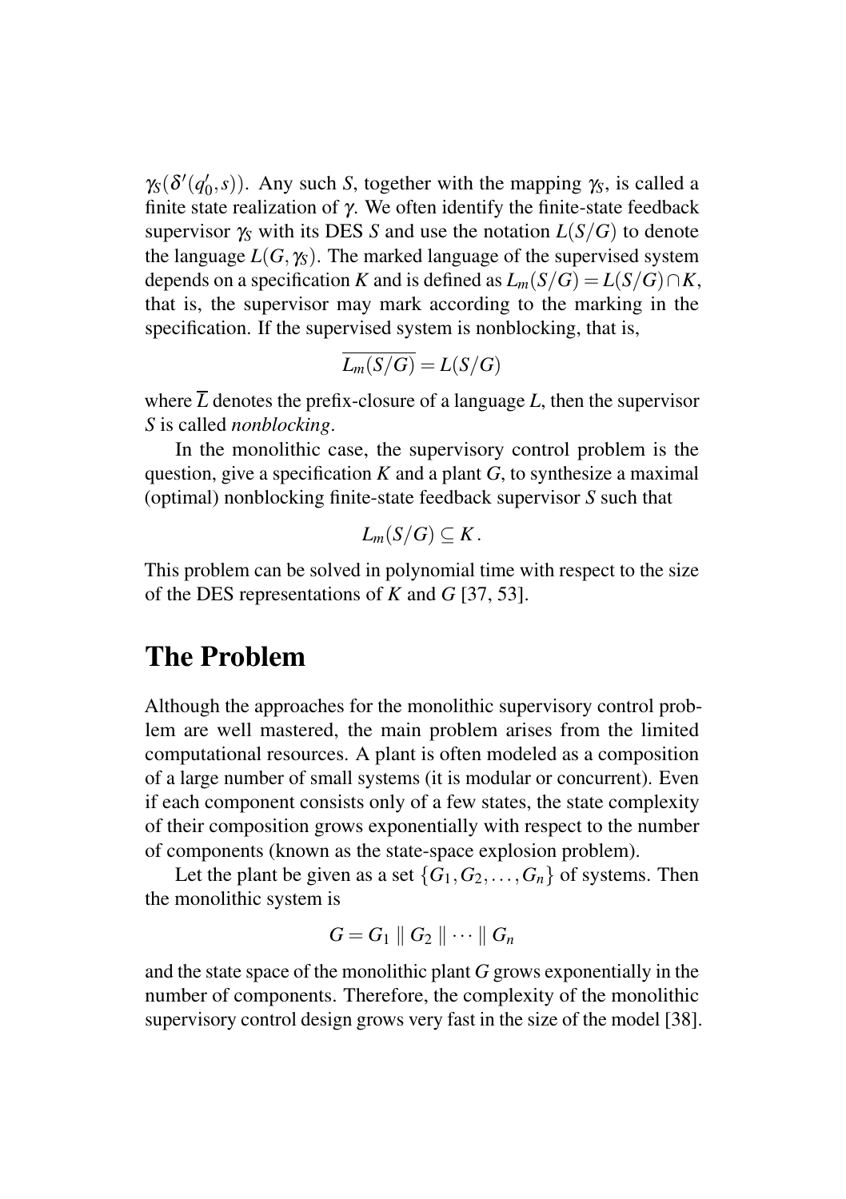$\gamma_S(\delta'(q'_0, s))$. Any such $S$, together with the mapping $\gamma_S$, is called a finite state realization of $\gamma$. We often identify the finite-state feedback supervisor $\gamma_S$ with its DES $S$ and use the notation $L(S/G)$ to denote the language $L(G, \gamma_S)$. The marked language of the supervised system depends on a specification $K$ and is defined as $L_m(S/G) = L(S/G) \cap K$, that is, the supervisor may mark according to the marking in the specification. If the supervised system is nonblocking, that is,

$$\overline{L_m(S/G)} = L(S/G)$$

where $\overline{L}$ denotes the prefix-closure of a language $L$, then the supervisor $S$ is called *nonblocking*.

In the monolithic case, the supervisory control problem is the question, give a specification $K$ and a plant $G$, to synthesize a maximal (optimal) nonblocking finite-state feedback supervisor $S$ such that

$$L_m(S/G) \subseteq K \,.$$

This problem can be solved in polynomial time with respect to the size of the DES representations of $K$ and $G$ [37, 53].

## The Problem

Although the approaches for the monolithic supervisory control problem are well mastered, the main problem arises from the limited computational resources. A plant is often modeled as a composition of a large number of small systems (it is modular or concurrent). Even if each component consists only of a few states, the state complexity of their composition grows exponentially with respect to the number of components (known as the state-space explosion problem).

Let the plant be given as a set $\{G_1, G_2, \ldots, G_n\}$ of systems. Then the monolithic system is

$$G = G_1 \parallel G_2 \parallel \cdots \parallel G_n$$

and the state space of the monolithic plant $G$ grows exponentially in the number of components. Therefore, the complexity of the monolithic supervisory control design grows very fast in the size of the model [38].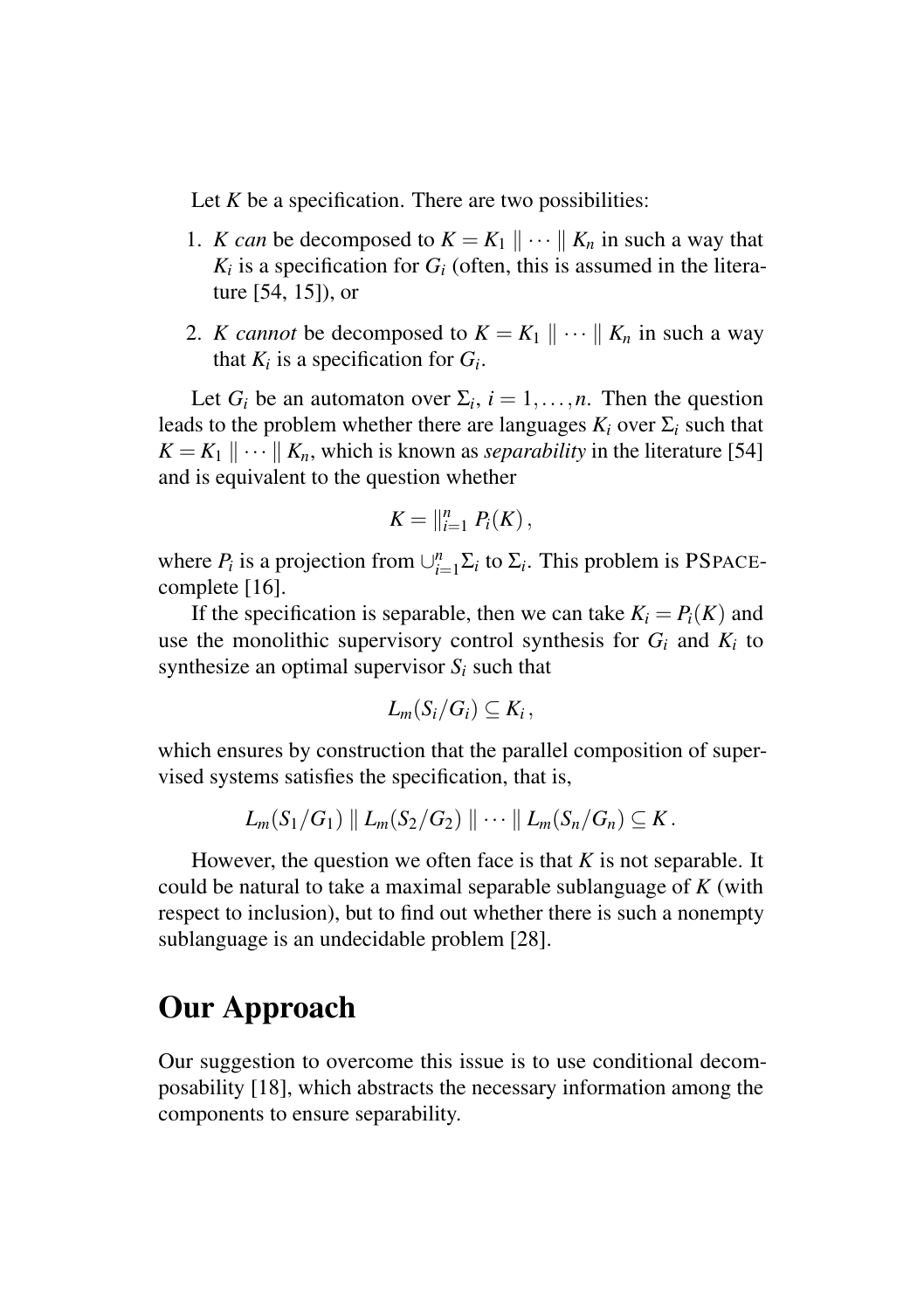Let $K$ be a specification. There are two possibilities:

1. $K$ *can* be decomposed to $K = K_1 \parallel \cdots \parallel K_n$ in such a way that $K_i$ is a specification for $G_i$ (often, this is assumed in the literature [54, 15]), or
2. $K$ *cannot* be decomposed to $K = K_1 \parallel \cdots \parallel K_n$ in such a way that $K_i$ is a specification for $G_i$.

Let $G_i$ be an automaton over $\Sigma_i$, $i = 1, \ldots, n$. Then the question leads to the problem whether there are languages $K_i$ over $\Sigma_i$ such that $K = K_1 \parallel \cdots \parallel K_n$, which is known as *separability* in the literature [54] and is equivalent to the question whether

$$K = \|_{i=1}^{n} P_i(K)\,,$$

where $P_i$ is a projection from $\cup_{i=1}^{n} \Sigma_i$ to $\Sigma_i$. This problem is PSPACE-complete [16].

If the specification is separable, then we can take $K_i = P_i(K)$ and use the monolithic supervisory control synthesis for $G_i$ and $K_i$ to synthesize an optimal supervisor $S_i$ such that

$$L_m(S_i/G_i) \subseteq K_i\,,$$

which ensures by construction that the parallel composition of supervised systems satisfies the specification, that is,

$$L_m(S_1/G_1) \parallel L_m(S_2/G_2) \parallel \cdots \parallel L_m(S_n/G_n) \subseteq K\,.$$

However, the question we often face is that $K$ is not separable. It could be natural to take a maximal separable sublanguage of $K$ (with respect to inclusion), but to find out whether there is such a nonempty sublanguage is an undecidable problem [28].

## Our Approach

Our suggestion to overcome this issue is to use conditional decomposability [18], which abstracts the necessary information among the components to ensure separability.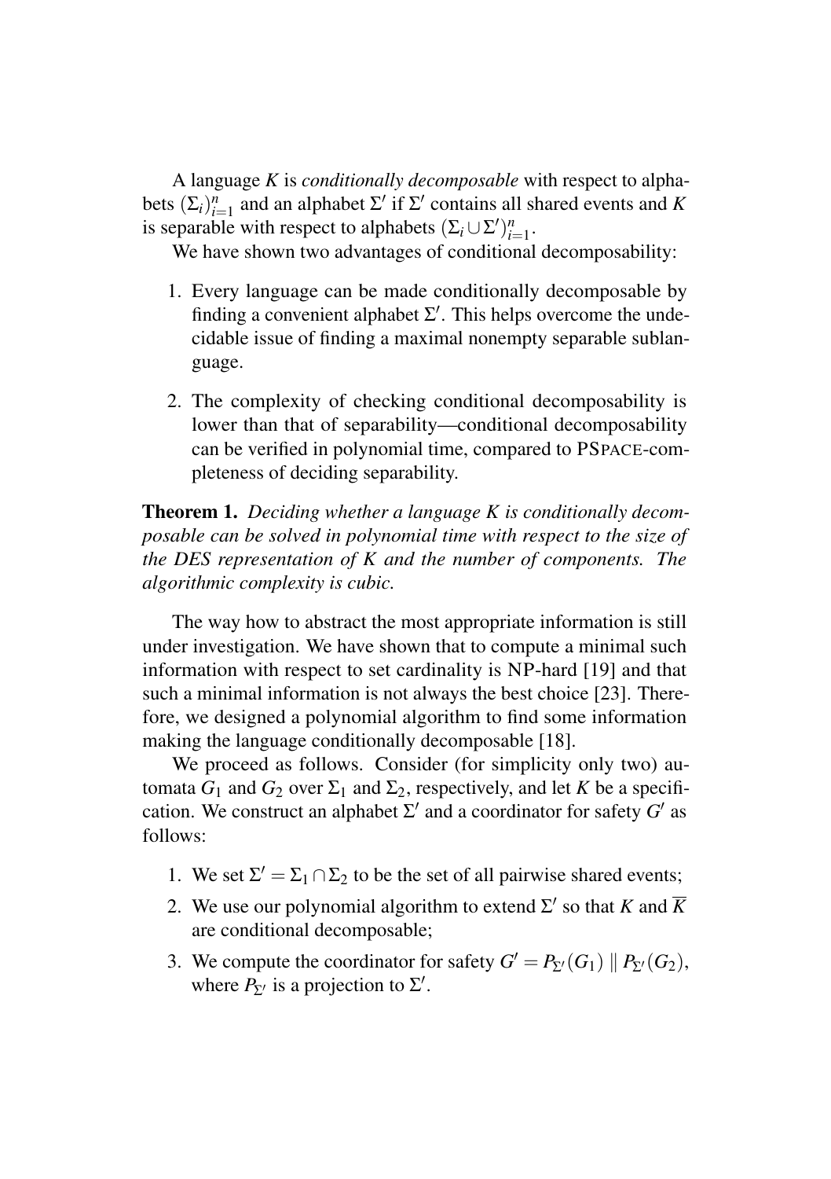A language $K$ is *conditionally decomposable* with respect to alphabets $(\Sigma_i)_{i=1}^n$ and an alphabet $\Sigma'$ if $\Sigma'$ contains all shared events and $K$ is separable with respect to alphabets $(\Sigma_i \cup \Sigma')_{i=1}^n$.

We have shown two advantages of conditional decomposability:

1. Every language can be made conditionally decomposable by finding a convenient alphabet $\Sigma'$. This helps overcome the undecidable issue of finding a maximal nonempty separable sublanguage.
2. The complexity of checking conditional decomposability is lower than that of separability—conditional decomposability can be verified in polynomial time, compared to PSPACE-completeness of deciding separability.

**Theorem 1.** *Deciding whether a language $K$ is conditionally decomposable can be solved in polynomial time with respect to the size of the DES representation of $K$ and the number of components. The algorithmic complexity is cubic.*

The way how to abstract the most appropriate information is still under investigation. We have shown that to compute a minimal such information with respect to set cardinality is NP-hard [19] and that such a minimal information is not always the best choice [23]. Therefore, we designed a polynomial algorithm to find some information making the language conditionally decomposable [18].

We proceed as follows. Consider (for simplicity only two) automata $G_1$ and $G_2$ over $\Sigma_1$ and $\Sigma_2$, respectively, and let $K$ be a specification. We construct an alphabet $\Sigma'$ and a coordinator for safety $G'$ as follows:

1. We set $\Sigma' = \Sigma_1 \cap \Sigma_2$ to be the set of all pairwise shared events;
2. We use our polynomial algorithm to extend $\Sigma'$ so that $K$ and $\overline{K}$ are conditional decomposable;
3. We compute the coordinator for safety $G' = P_{\Sigma'}(G_1) \parallel P_{\Sigma'}(G_2)$, where $P_{\Sigma'}$ is a projection to $\Sigma'$.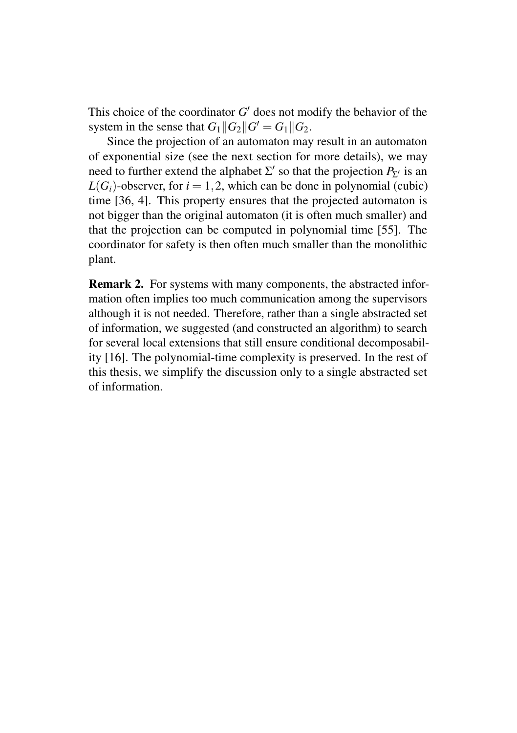This choice of the coordinator $G'$ does not modify the behavior of the system in the sense that $G_1 \| G_2 \| G' = G_1 \| G_2$.

Since the projection of an automaton may result in an automaton of exponential size (see the next section for more details), we may need to further extend the alphabet $\Sigma'$ so that the projection $P_{\Sigma'}$ is an $L(G_i)$-observer, for $i = 1, 2$, which can be done in polynomial (cubic) time [36, 4]. This property ensures that the projected automaton is not bigger than the original automaton (it is often much smaller) and that the projection can be computed in polynomial time [55]. The coordinator for safety is then often much smaller than the monolithic plant.

**Remark 2.** For systems with many components, the abstracted information often implies too much communication among the supervisors although it is not needed. Therefore, rather than a single abstracted set of information, we suggested (and constructed an algorithm) to search for several local extensions that still ensure conditional decomposability [16]. The polynomial-time complexity is preserved. In the rest of this thesis, we simplify the discussion only to a single abstracted set of information.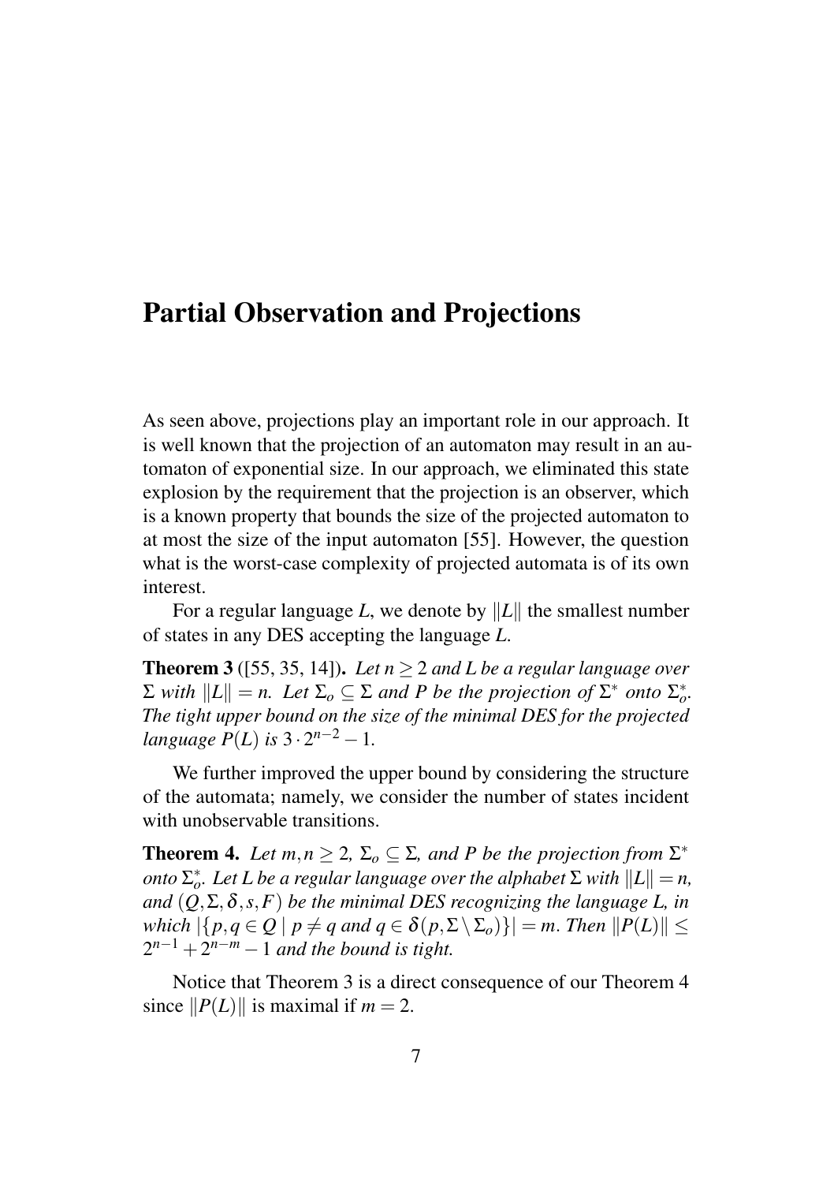# Partial Observation and Projections

As seen above, projections play an important role in our approach. It is well known that the projection of an automaton may result in an automaton of exponential size. In our approach, we eliminated this state explosion by the requirement that the projection is an observer, which is a known property that bounds the size of the projected automaton to at most the size of the input automaton [55]. However, the question what is the worst-case complexity of projected automata is of its own interest.

For a regular language $L$, we denote by $\|L\|$ the smallest number of states in any DES accepting the language $L$.

**Theorem 3** ([55, 35, 14])**.** *Let $n \geq 2$ and $L$ be a regular language over $\Sigma$ with $\|L\| = n$. Let $\Sigma_o \subseteq \Sigma$ and $P$ be the projection of $\Sigma^*$ onto $\Sigma_o^*$. The tight upper bound on the size of the minimal DES for the projected language $P(L)$ is $3 \cdot 2^{n-2} - 1$.*

We further improved the upper bound by considering the structure of the automata; namely, we consider the number of states incident with unobservable transitions.

**Theorem 4.** *Let $m, n \geq 2$, $\Sigma_o \subseteq \Sigma$, and $P$ be the projection from $\Sigma^*$ onto $\Sigma_o^*$. Let $L$ be a regular language over the alphabet $\Sigma$ with $\|L\| = n$, and $(Q, \Sigma, \delta, s, F)$ be the minimal DES recognizing the language $L$, in which $|\{p, q \in Q \mid p \neq q \text{ and } q \in \delta(p, \Sigma \setminus \Sigma_o)\}| = m$. Then $\|P(L)\| \leq 2^{n-1} + 2^{n-m} - 1$ and the bound is tight.*

Notice that Theorem 3 is a direct consequence of our Theorem 4 since $\|P(L)\|$ is maximal if $m = 2$.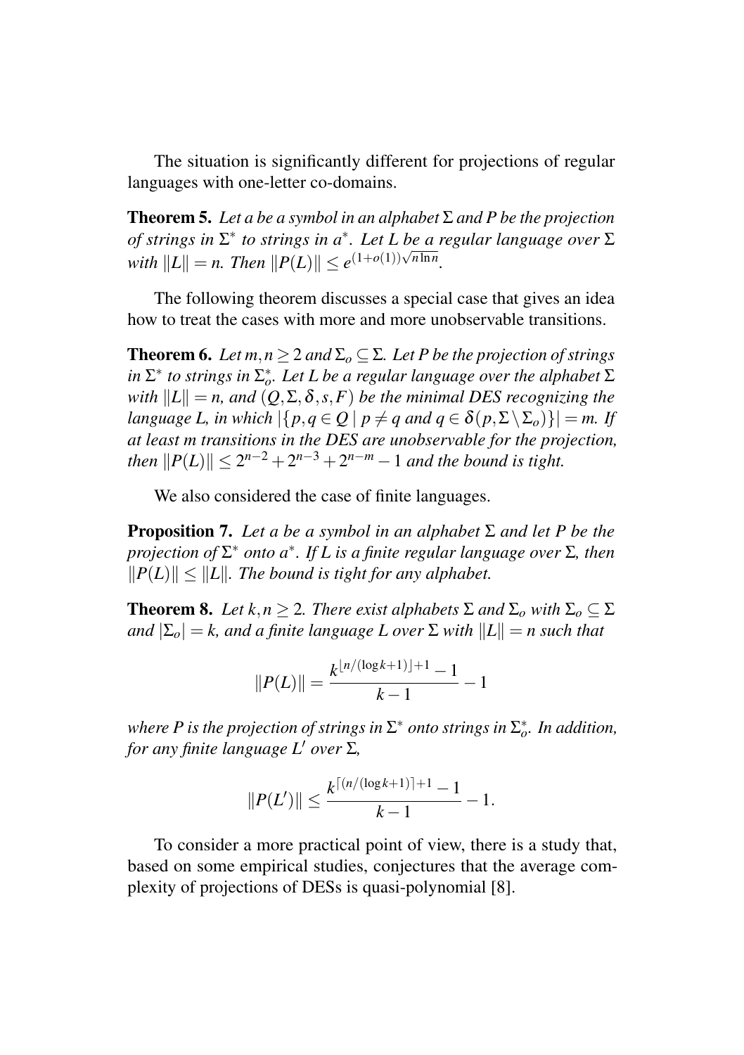The situation is significantly different for projections of regular languages with one-letter co-domains.

**Theorem 5.** *Let $a$ be a symbol in an alphabet $\Sigma$ and $P$ be the projection of strings in $\Sigma^*$ to strings in $a^*$. Let $L$ be a regular language over $\Sigma$ with $\|L\| = n$. Then $\|P(L)\| \leq e^{(1+o(1))\sqrt{n \ln n}}$.*

The following theorem discusses a special case that gives an idea how to treat the cases with more and more unobservable transitions.

**Theorem 6.** *Let $m, n \geq 2$ and $\Sigma_o \subseteq \Sigma$. Let $P$ be the projection of strings in $\Sigma^*$ to strings in $\Sigma_o^*$. Let $L$ be a regular language over the alphabet $\Sigma$ with $\|L\| = n$, and $(Q, \Sigma, \delta, s, F)$ be the minimal DES recognizing the language $L$, in which $|\{p, q \in Q \mid p \neq q \text{ and } q \in \delta(p, \Sigma \setminus \Sigma_o)\}| = m$. If at least $m$ transitions in the DES are unobservable for the projection, then $\|P(L)\| \leq 2^{n-2} + 2^{n-3} + 2^{n-m} - 1$ and the bound is tight.*

We also considered the case of finite languages.

**Proposition 7.** *Let $a$ be a symbol in an alphabet $\Sigma$ and let $P$ be the projection of $\Sigma^*$ onto $a^*$. If $L$ is a finite regular language over $\Sigma$, then $\|P(L)\| \leq \|L\|$. The bound is tight for any alphabet.*

**Theorem 8.** *Let $k, n \geq 2$. There exist alphabets $\Sigma$ and $\Sigma_o$ with $\Sigma_o \subseteq \Sigma$ and $|\Sigma_o| = k$, and a finite language $L$ over $\Sigma$ with $\|L\| = n$ such that*

$$\|P(L)\| = \frac{k^{\lfloor n/(\log k + 1) \rfloor + 1} - 1}{k - 1} - 1$$

*where $P$ is the projection of strings in $\Sigma^*$ onto strings in $\Sigma_o^*$. In addition, for any finite language $L'$ over $\Sigma$,*

$$\|P(L')\| \leq \frac{k^{\lceil (n/(\log k + 1) \rceil + 1} - 1}{k - 1} - 1.$$

To consider a more practical point of view, there is a study that, based on some empirical studies, conjectures that the average complexity of projections of DESs is quasi-polynomial [8].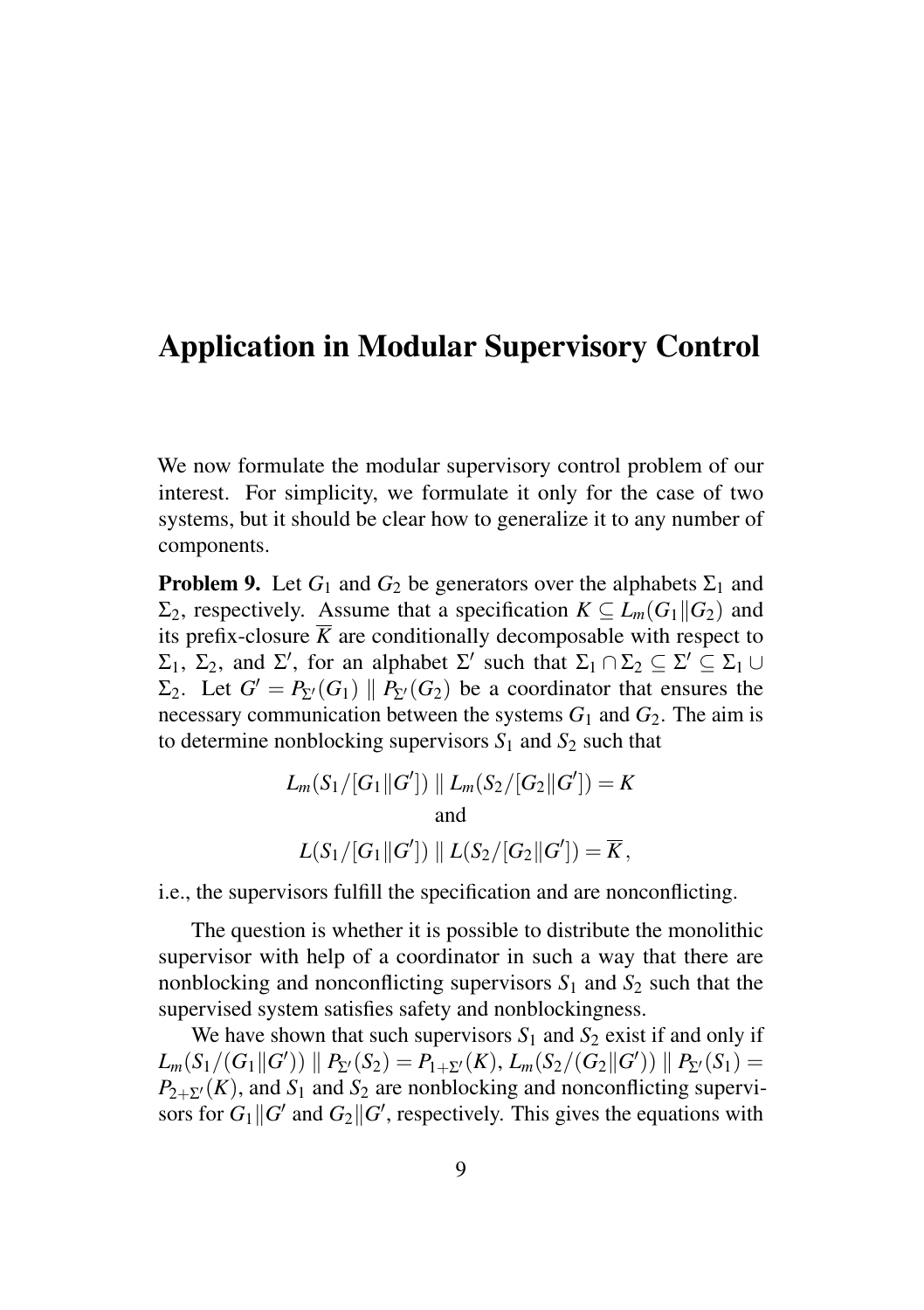# Application in Modular Supervisory Control

We now formulate the modular supervisory control problem of our interest. For simplicity, we formulate it only for the case of two systems, but it should be clear how to generalize it to any number of components.

**Problem 9.** Let $G_1$ and $G_2$ be generators over the alphabets $\Sigma_1$ and $\Sigma_2$, respectively. Assume that a specification $K \subseteq L_m(G_1 \| G_2)$ and its prefix-closure $\overline{K}$ are conditionally decomposable with respect to $\Sigma_1$, $\Sigma_2$, and $\Sigma'$, for an alphabet $\Sigma'$ such that $\Sigma_1 \cap \Sigma_2 \subseteq \Sigma' \subseteq \Sigma_1 \cup \Sigma_2$. Let $G' = P_{\Sigma'}(G_1) \parallel P_{\Sigma'}(G_2)$ be a coordinator that ensures the necessary communication between the systems $G_1$ and $G_2$. The aim is to determine nonblocking supervisors $S_1$ and $S_2$ such that

$$L_m(S_1/[G_1 \| G']) \parallel L_m(S_2/[G_2 \| G']) = K$$

and

$$L(S_1/[G_1 \| G']) \parallel L(S_2/[G_2 \| G']) = \overline{K}\,,$$

i.e., the supervisors fulfill the specification and are nonconflicting.

The question is whether it is possible to distribute the monolithic supervisor with help of a coordinator in such a way that there are nonblocking and nonconflicting supervisors $S_1$ and $S_2$ such that the supervised system satisfies safety and nonblockingness.

We have shown that such supervisors $S_1$ and $S_2$ exist if and only if $L_m(S_1/(G_1 \| G')) \parallel P_{\Sigma'}(S_2) = P_{1+\Sigma'}(K)$, $L_m(S_2/(G_2 \| G')) \parallel P_{\Sigma'}(S_1) = P_{2+\Sigma'}(K)$, and $S_1$ and $S_2$ are nonblocking and nonconflicting supervisors for $G_1 \| G'$ and $G_2 \| G'$, respectively. This gives the equations with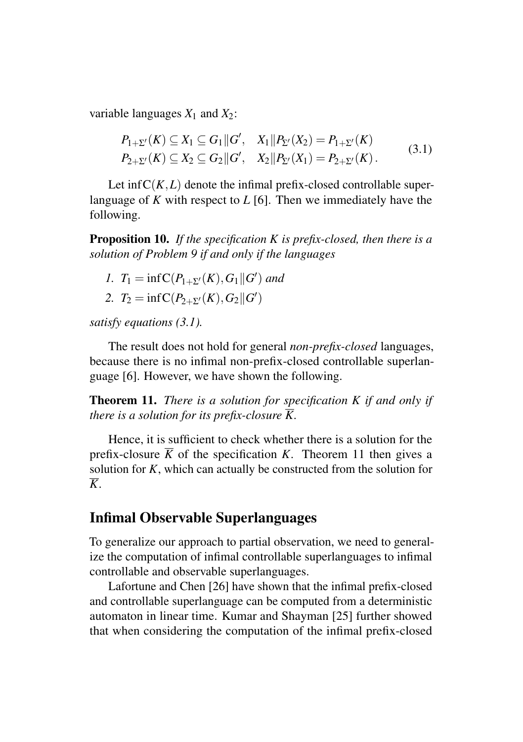variable languages $X_1$ and $X_2$:

$$
\begin{aligned}
P_{1+\Sigma'}(K) \subseteq X_1 \subseteq G_1 \| G', \quad X_1 \| P_{\Sigma'}(X_2) = P_{1+\Sigma'}(K) \\
P_{2+\Sigma'}(K) \subseteq X_2 \subseteq G_2 \| G', \quad X_2 \| P_{\Sigma'}(X_1) = P_{2+\Sigma'}(K) \, .
\end{aligned}
\tag{3.1}
$$

Let $\inf \mathrm{C}(K,L)$ denote the infimal prefix-closed controllable superlanguage of $K$ with respect to $L$ [6]. Then we immediately have the following.

**Proposition 10.** *If the specification $K$ is prefix-closed, then there is a solution of Problem 9 if and only if the languages*

1. $T_1 = \inf \mathrm{C}(P_{1+\Sigma'}(K), G_1 \| G')$ *and*
2. $T_2 = \inf \mathrm{C}(P_{2+\Sigma'}(K), G_2 \| G')$

*satisfy equations (3.1).*

The result does not hold for general *non-prefix-closed* languages, because there is no infimal non-prefix-closed controllable superlanguage [6]. However, we have shown the following.

**Theorem 11.** *There is a solution for specification $K$ if and only if there is a solution for its prefix-closure $\overline{K}$.*

Hence, it is sufficient to check whether there is a solution for the prefix-closure $\overline{K}$ of the specification $K$. Theorem 11 then gives a solution for $K$, which can actually be constructed from the solution for $\overline{K}$.

## Infimal Observable Superlanguages

To generalize our approach to partial observation, we need to generalize the computation of infimal controllable superlanguages to infimal controllable and observable superlanguages.

Lafortune and Chen [26] have shown that the infimal prefix-closed and controllable superlanguage can be computed from a deterministic automaton in linear time. Kumar and Shayman [25] further showed that when considering the computation of the infimal prefix-closed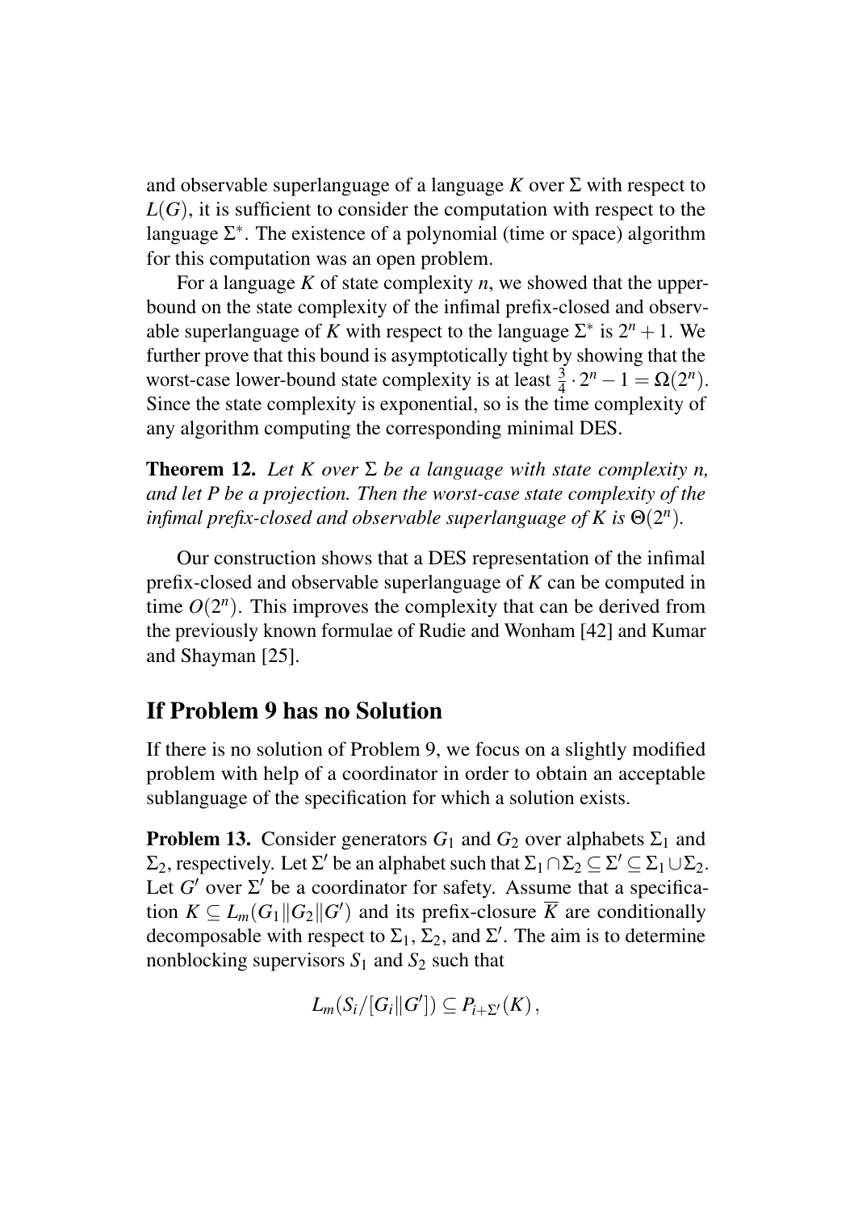and observable superlanguage of a language $K$ over $\Sigma$ with respect to $L(G)$, it is sufficient to consider the computation with respect to the language $\Sigma^*$. The existence of a polynomial (time or space) algorithm for this computation was an open problem.

For a language $K$ of state complexity $n$, we showed that the upper-bound on the state complexity of the infimal prefix-closed and observable superlanguage of $K$ with respect to the language $\Sigma^*$ is $2^n + 1$. We further prove that this bound is asymptotically tight by showing that the worst-case lower-bound state complexity is at least $\frac{3}{4} \cdot 2^n - 1 = \Omega(2^n)$. Since the state complexity is exponential, so is the time complexity of any algorithm computing the corresponding minimal DES.

**Theorem 12.** *Let $K$ over $\Sigma$ be a language with state complexity $n$, and let $P$ be a projection. Then the worst-case state complexity of the infimal prefix-closed and observable superlanguage of $K$ is $\Theta(2^n)$.*

Our construction shows that a DES representation of the infimal prefix-closed and observable superlanguage of $K$ can be computed in time $O(2^n)$. This improves the complexity that can be derived from the previously known formulae of Rudie and Wonham [42] and Kumar and Shayman [25].

## If Problem 9 has no Solution

If there is no solution of Problem 9, we focus on a slightly modified problem with help of a coordinator in order to obtain an acceptable sublanguage of the specification for which a solution exists.

**Problem 13.** Consider generators $G_1$ and $G_2$ over alphabets $\Sigma_1$ and $\Sigma_2$, respectively. Let $\Sigma'$ be an alphabet such that $\Sigma_1 \cap \Sigma_2 \subseteq \Sigma' \subseteq \Sigma_1 \cup \Sigma_2$. Let $G'$ over $\Sigma'$ be a coordinator for safety. Assume that a specification $K \subseteq L_m(G_1 \| G_2 \| G')$ and its prefix-closure $\overline{K}$ are conditionally decomposable with respect to $\Sigma_1$, $\Sigma_2$, and $\Sigma'$. The aim is to determine nonblocking supervisors $S_1$ and $S_2$ such that

$$L_m(S_i/[G_i \| G']) \subseteq P_{i+\Sigma'}(K)\,,$$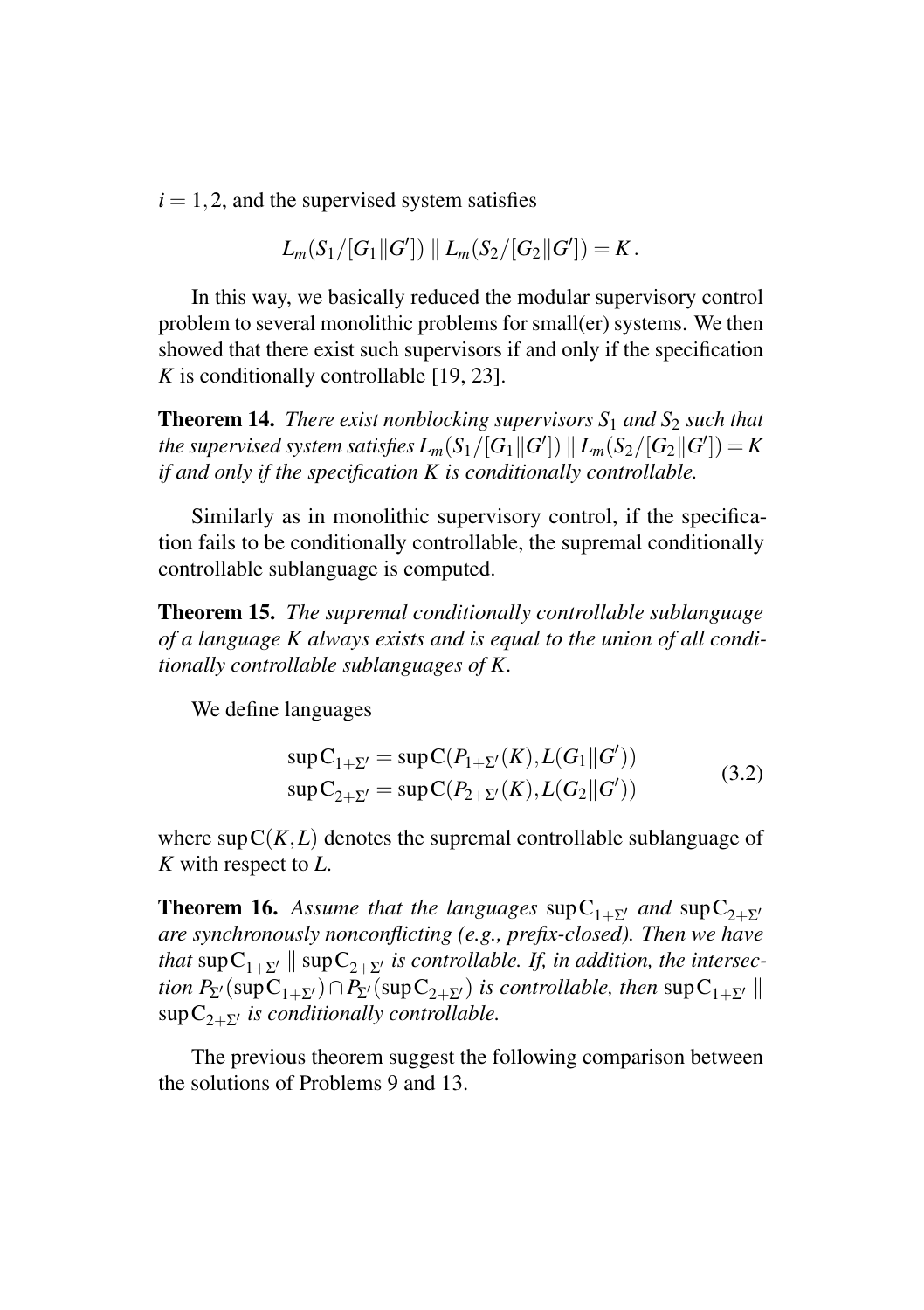$i = 1, 2$, and the supervised system satisfies

$$L_m(S_1/[G_1 \| G']) \| L_m(S_2/[G_2 \| G']) = K\,.$$

In this way, we basically reduced the modular supervisory control problem to several monolithic problems for small(er) systems. We then showed that there exist such supervisors if and only if the specification $K$ is conditionally controllable [19, 23].

**Theorem 14.** *There exist nonblocking supervisors $S_1$ and $S_2$ such that the supervised system satisfies $L_m(S_1/[G_1 \| G']) \| L_m(S_2/[G_2 \| G']) = K$ if and only if the specification $K$ is conditionally controllable.*

Similarly as in monolithic supervisory control, if the specification fails to be conditionally controllable, the supremal conditionally controllable sublanguage is computed.

**Theorem 15.** *The supremal conditionally controllable sublanguage of a language $K$ always exists and is equal to the union of all conditionally controllable sublanguages of $K$.*

We define languages

$$\begin{aligned} \sup \mathrm{C}_{1+\Sigma'} &= \sup \mathrm{C}(P_{1+\Sigma'}(K), L(G_1 \| G')) \\ \sup \mathrm{C}_{2+\Sigma'} &= \sup \mathrm{C}(P_{2+\Sigma'}(K), L(G_2 \| G')) \end{aligned} \tag{3.2}$$

where $\sup \mathrm{C}(K, L)$ denotes the supremal controllable sublanguage of $K$ with respect to $L$.

**Theorem 16.** *Assume that the languages $\sup \mathrm{C}_{1+\Sigma'}$ and $\sup \mathrm{C}_{2+\Sigma'}$ are synchronously nonconflicting (e.g., prefix-closed). Then we have that $\sup \mathrm{C}_{1+\Sigma'} \| \sup \mathrm{C}_{2+\Sigma'}$ is controllable. If, in addition, the intersection $P_{\Sigma'}(\sup \mathrm{C}_{1+\Sigma'}) \cap P_{\Sigma'}(\sup \mathrm{C}_{2+\Sigma'})$ is controllable, then $\sup \mathrm{C}_{1+\Sigma'} \| \sup \mathrm{C}_{2+\Sigma'}$ is conditionally controllable.*

The previous theorem suggest the following comparison between the solutions of Problems 9 and 13.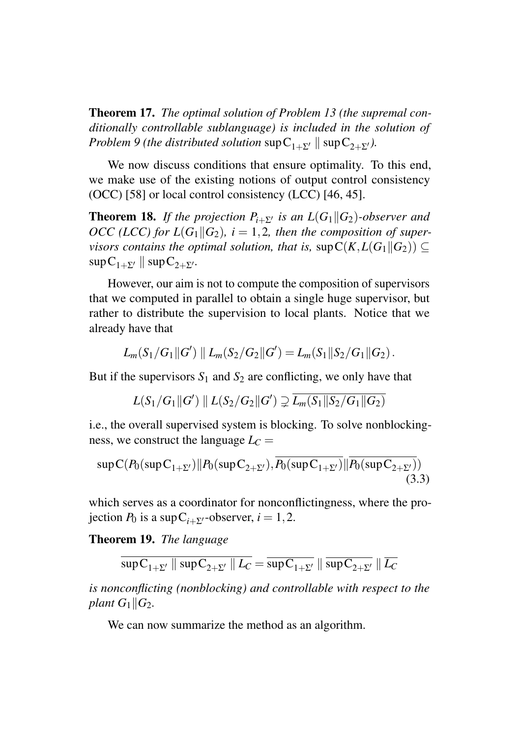**Theorem 17.** *The optimal solution of Problem 13 (the supremal conditionally controllable sublanguage) is included in the solution of Problem 9 (the distributed solution* $\sup \mathrm{C}_{1+\Sigma'} \parallel \sup \mathrm{C}_{2+\Sigma'}$*).*

We now discuss conditions that ensure optimality. To this end, we make use of the existing notions of output control consistency (OCC) [58] or local control consistency (LCC) [46, 45].

**Theorem 18.** *If the projection* $P_{i+\Sigma'}$ *is an* $L(G_1 \| G_2)$*-observer and OCC (LCC) for* $L(G_1 \| G_2)$*,* $i = 1,2$*, then the composition of supervisors contains the optimal solution, that is,* $\sup \mathrm{C}(K, L(G_1 \| G_2)) \subseteq \sup \mathrm{C}_{1+\Sigma'} \parallel \sup \mathrm{C}_{2+\Sigma'}$.

However, our aim is not to compute the composition of supervisors that we computed in parallel to obtain a single huge supervisor, but rather to distribute the supervision to local plants. Notice that we already have that

$$L_m(S_1/G_1 \| G') \parallel L_m(S_2/G_2 \| G') = L_m(S_1 \| S_2/G_1 \| G_2)\,.$$

But if the supervisors $S_1$ and $S_2$ are conflicting, we only have that

$$L(S_1/G_1 \| G') \parallel L(S_2/G_2 \| G') \supsetneq \overline{L_m(S_1 \| S_2/G_1 \| G_2)}$$

i.e., the overall supervised system is blocking. To solve nonblockingness, we construct the language $L_C =$

$$\sup \mathrm{C}(P_0(\sup \mathrm{C}_{1+\Sigma'}) \| P_0(\sup \mathrm{C}_{2+\Sigma'}), \overline{P_0(\sup \mathrm{C}_{1+\Sigma'})} \| \overline{P_0(\sup \mathrm{C}_{2+\Sigma'})}) \tag{3.3}$$

which serves as a coordinator for nonconflictingness, where the projection $P_0$ is a $\sup \mathrm{C}_{i+\Sigma'}$-observer, $i = 1,2$.

**Theorem 19.** *The language*

$$\overline{\sup \mathrm{C}_{1+\Sigma'} \parallel \sup \mathrm{C}_{2+\Sigma'} \parallel L_C} = \overline{\sup \mathrm{C}_{1+\Sigma'}} \parallel \overline{\sup \mathrm{C}_{2+\Sigma'}} \parallel \overline{L_C}$$

*is nonconflicting (nonblocking) and controllable with respect to the plant* $G_1 \| G_2$*.*

We can now summarize the method as an algorithm.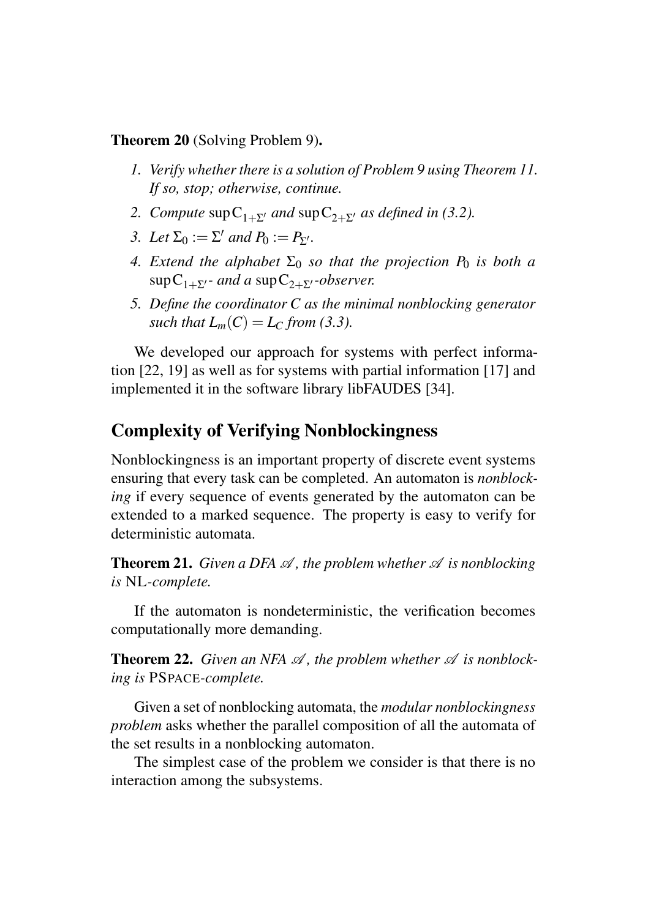**Theorem 20** (Solving Problem 9)**.**

1. *Verify whether there is a solution of Problem 9 using Theorem 11. If so, stop; otherwise, continue.*
2. *Compute* $\sup \mathrm{C}_{1+\Sigma'}$ *and* $\sup \mathrm{C}_{2+\Sigma'}$ *as defined in (3.2).*
3. *Let* $\Sigma_0 := \Sigma'$ *and* $P_0 := P_{\Sigma'}$*.*
4. *Extend the alphabet* $\Sigma_0$ *so that the projection* $P_0$ *is both a* $\sup \mathrm{C}_{1+\Sigma'}$*- and a* $\sup \mathrm{C}_{2+\Sigma'}$*-observer.*
5. *Define the coordinator* $C$ *as the minimal nonblocking generator such that* $L_m(C) = L_C$ *from (3.3).*

We developed our approach for systems with perfect information [22, 19] as well as for systems with partial information [17] and implemented it in the software library libFAUDES [34].

## Complexity of Verifying Nonblockingness

Nonblockingness is an important property of discrete event systems ensuring that every task can be completed. An automaton is *nonblocking* if every sequence of events generated by the automaton can be extended to a marked sequence. The property is easy to verify for deterministic automata.

**Theorem 21.** *Given a DFA* $\mathscr{A}$*, the problem whether* $\mathscr{A}$ *is nonblocking is* NL*-complete.*

If the automaton is nondeterministic, the verification becomes computationally more demanding.

**Theorem 22.** *Given an NFA* $\mathscr{A}$*, the problem whether* $\mathscr{A}$ *is nonblocking is* PSPACE*-complete.*

Given a set of nonblocking automata, the *modular nonblockingness problem* asks whether the parallel composition of all the automata of the set results in a nonblocking automaton.

The simplest case of the problem we consider is that there is no interaction among the subsystems.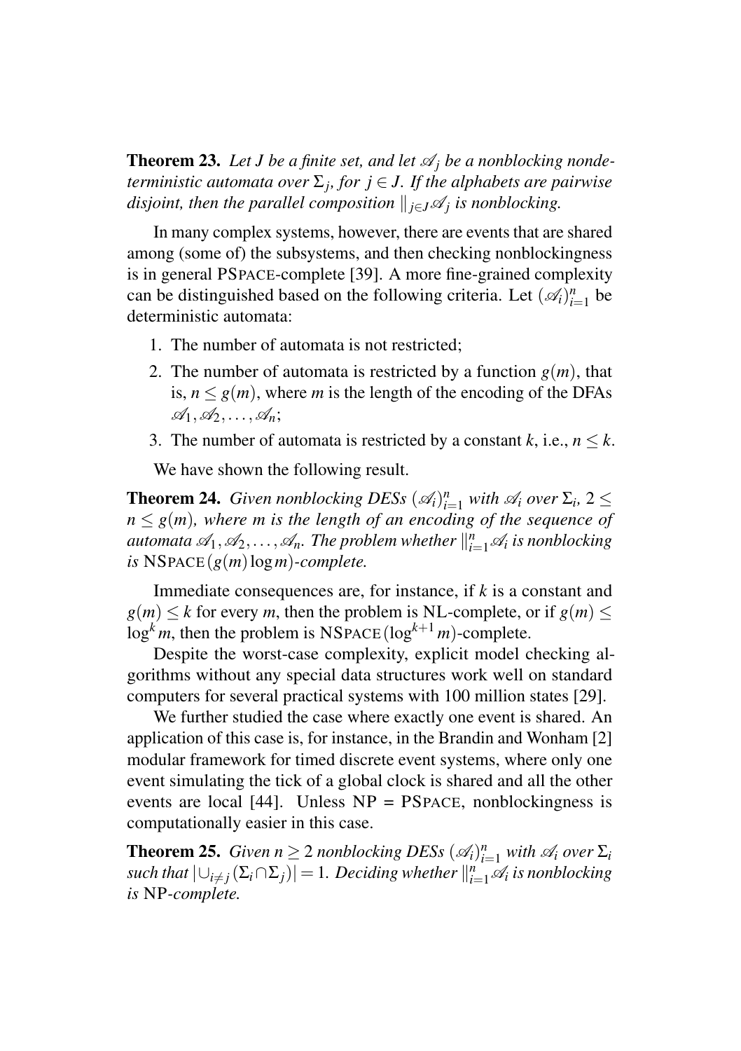**Theorem 23.** *Let $J$ be a finite set, and let $\mathscr{A}_j$ be a nonblocking nondeterministic automata over $\Sigma_j$, for $j \in J$. If the alphabets are pairwise disjoint, then the parallel composition $\|_{j \in J} \mathscr{A}_j$ is nonblocking.*

In many complex systems, however, there are events that are shared among (some of) the subsystems, and then checking nonblockingness is in general PSPACE-complete [39]. A more fine-grained complexity can be distinguished based on the following criteria. Let $(\mathscr{A}_i)_{i=1}^n$ be deterministic automata:

1. The number of automata is not restricted;
2. The number of automata is restricted by a function $g(m)$, that is, $n \leq g(m)$, where $m$ is the length of the encoding of the DFAs $\mathscr{A}_1, \mathscr{A}_2, \ldots, \mathscr{A}_n$;
3. The number of automata is restricted by a constant $k$, i.e., $n \leq k$.

We have shown the following result.

**Theorem 24.** *Given nonblocking DESs $(\mathscr{A}_i)_{i=1}^n$ with $\mathscr{A}_i$ over $\Sigma_i$, $2 \leq n \leq g(m)$, where $m$ is the length of an encoding of the sequence of automata $\mathscr{A}_1, \mathscr{A}_2, \ldots, \mathscr{A}_n$. The problem whether $\|_{i=1}^n \mathscr{A}_i$ is nonblocking is NSPACE$(g(m) \log m)$-complete.*

Immediate consequences are, for instance, if $k$ is a constant and $g(m) \leq k$ for every $m$, then the problem is NL-complete, or if $g(m) \leq \log^k m$, then the problem is NSPACE$(\log^{k+1} m)$-complete.

Despite the worst-case complexity, explicit model checking algorithms without any special data structures work well on standard computers for several practical systems with 100 million states [29].

We further studied the case where exactly one event is shared. An application of this case is, for instance, in the Brandin and Wonham [2] modular framework for timed discrete event systems, where only one event simulating the tick of a global clock is shared and all the other events are local [44]. Unless NP = PSPACE, nonblockingness is computationally easier in this case.

**Theorem 25.** *Given $n \geq 2$ nonblocking DESs $(\mathscr{A}_i)_{i=1}^n$ with $\mathscr{A}_i$ over $\Sigma_i$ such that $|\cup_{i \neq j} (\Sigma_i \cap \Sigma_j)| = 1$. Deciding whether $\|_{i=1}^n \mathscr{A}_i$ is nonblocking is NP-complete.*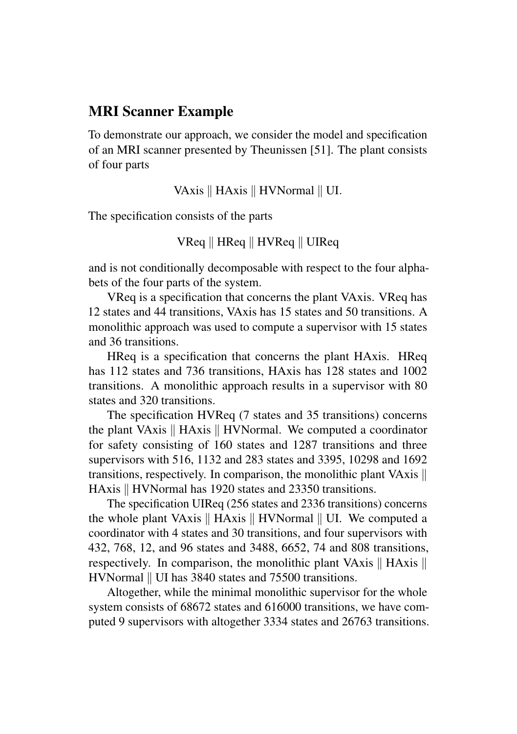## MRI Scanner Example

To demonstrate our approach, we consider the model and specification of an MRI scanner presented by Theunissen [51]. The plant consists of four parts

$$\text{VAxis} \parallel \text{HAxis} \parallel \text{HVNormal} \parallel \text{UI}.$$

The specification consists of the parts

$$\text{VReq} \parallel \text{HReq} \parallel \text{HVReq} \parallel \text{UIReq}$$

and is not conditionally decomposable with respect to the four alphabets of the four parts of the system.

VReq is a specification that concerns the plant VAxis. VReq has 12 states and 44 transitions, VAxis has 15 states and 50 transitions. A monolithic approach was used to compute a supervisor with 15 states and 36 transitions.

HReq is a specification that concerns the plant HAxis. HReq has 112 states and 736 transitions, HAxis has 128 states and 1002 transitions. A monolithic approach results in a supervisor with 80 states and 320 transitions.

The specification HVReq (7 states and 35 transitions) concerns the plant VAxis || HAxis || HVNormal. We computed a coordinator for safety consisting of 160 states and 1287 transitions and three supervisors with 516, 1132 and 283 states and 3395, 10298 and 1692 transitions, respectively. In comparison, the monolithic plant VAxis || HAxis || HVNormal has 1920 states and 23350 transitions.

The specification UIReq (256 states and 2336 transitions) concerns the whole plant VAxis || HAxis || HVNormal || UI. We computed a coordinator with 4 states and 30 transitions, and four supervisors with 432, 768, 12, and 96 states and 3488, 6652, 74 and 808 transitions, respectively. In comparison, the monolithic plant VAxis || HAxis || HVNormal || UI has 3840 states and 75500 transitions.

Altogether, while the minimal monolithic supervisor for the whole system consists of 68672 states and 616000 transitions, we have computed 9 supervisors with altogether 3334 states and 26763 transitions.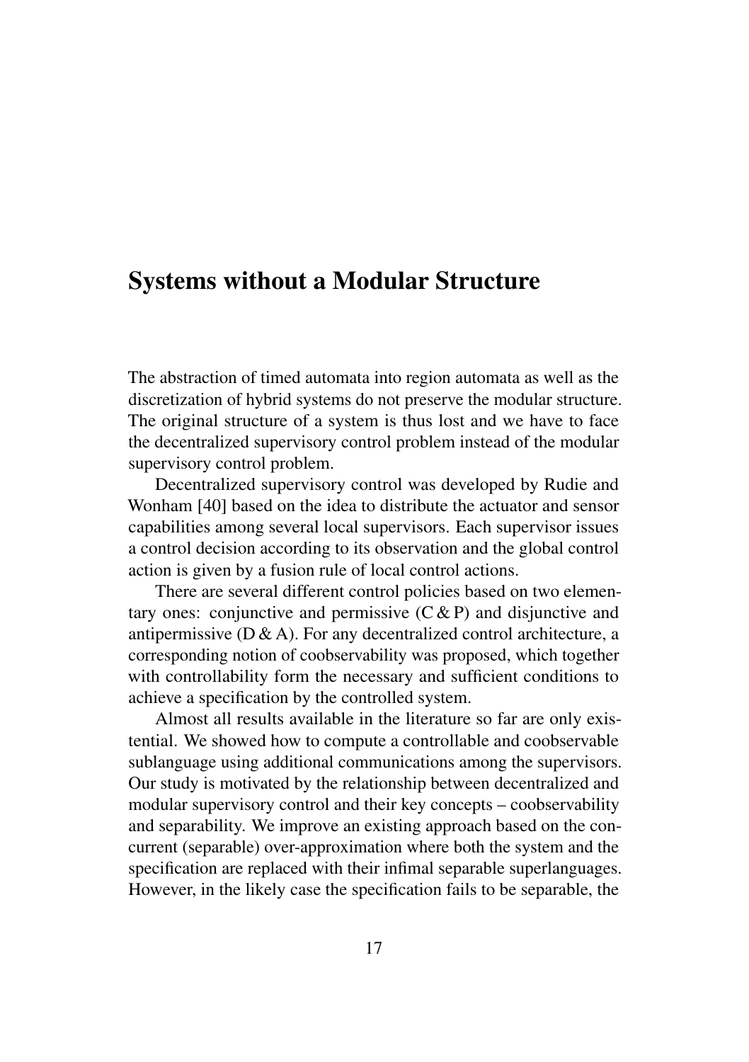# Systems without a Modular Structure

The abstraction of timed automata into region automata as well as the discretization of hybrid systems do not preserve the modular structure. The original structure of a system is thus lost and we have to face the decentralized supervisory control problem instead of the modular supervisory control problem.

Decentralized supervisory control was developed by Rudie and Wonham [40] based on the idea to distribute the actuator and sensor capabilities among several local supervisors. Each supervisor issues a control decision according to its observation and the global control action is given by a fusion rule of local control actions.

There are several different control policies based on two elementary ones: conjunctive and permissive (C & P) and disjunctive and antipermissive (D & A). For any decentralized control architecture, a corresponding notion of coobservability was proposed, which together with controllability form the necessary and sufficient conditions to achieve a specification by the controlled system.

Almost all results available in the literature so far are only existential. We showed how to compute a controllable and coobservable sublanguage using additional communications among the supervisors. Our study is motivated by the relationship between decentralized and modular supervisory control and their key concepts – coobservability and separability. We improve an existing approach based on the concurrent (separable) over-approximation where both the system and the specification are replaced with their infimal separable superlanguages. However, in the likely case the specification fails to be separable, the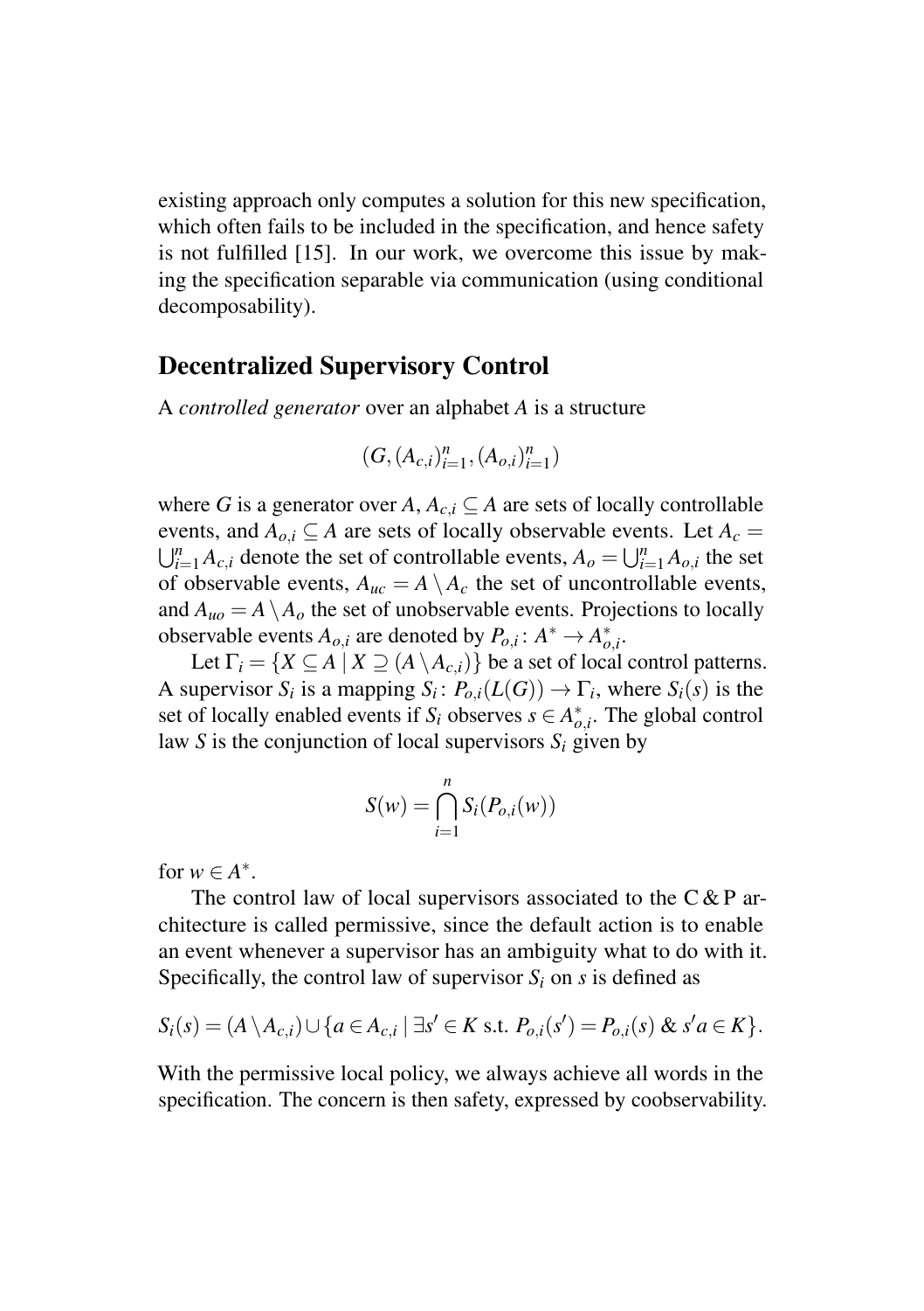existing approach only computes a solution for this new specification, which often fails to be included in the specification, and hence safety is not fulfilled [15]. In our work, we overcome this issue by making the specification separable via communication (using conditional decomposability).

## Decentralized Supervisory Control

A *controlled generator* over an alphabet $A$ is a structure

$$(G, (A_{c,i})_{i=1}^{n}, (A_{o,i})_{i=1}^{n})$$

where $G$ is a generator over $A$, $A_{c,i} \subseteq A$ are sets of locally controllable events, and $A_{o,i} \subseteq A$ are sets of locally observable events. Let $A_c = \bigcup_{i=1}^{n} A_{c,i}$ denote the set of controllable events, $A_o = \bigcup_{i=1}^{n} A_{o,i}$ the set of observable events, $A_{uc} = A \setminus A_c$ the set of uncontrollable events, and $A_{uo} = A \setminus A_o$ the set of unobservable events. Projections to locally observable events $A_{o,i}$ are denoted by $P_{o,i} \colon A^* \to A_{o,i}^*$.

Let $\Gamma_i = \{X \subseteq A \mid X \supseteq (A \setminus A_{c,i})\}$ be a set of local control patterns. A supervisor $S_i$ is a mapping $S_i \colon P_{o,i}(L(G)) \to \Gamma_i$, where $S_i(s)$ is the set of locally enabled events if $S_i$ observes $s \in A_{o,i}^*$. The global control law $S$ is the conjunction of local supervisors $S_i$ given by

$$S(w) = \bigcap_{i=1}^{n} S_i(P_{o,i}(w))$$

for $w \in A^*$.

The control law of local supervisors associated to the C & P architecture is called permissive, since the default action is to enable an event whenever a supervisor has an ambiguity what to do with it. Specifically, the control law of supervisor $S_i$ on $s$ is defined as

$$S_i(s) = (A \setminus A_{c,i}) \cup \{a \in A_{c,i} \mid \exists s' \in K \text{ s.t. } P_{o,i}(s') = P_{o,i}(s) \;\&\; s'a \in K\}.$$

With the permissive local policy, we always achieve all words in the specification. The concern is then safety, expressed by coobservability.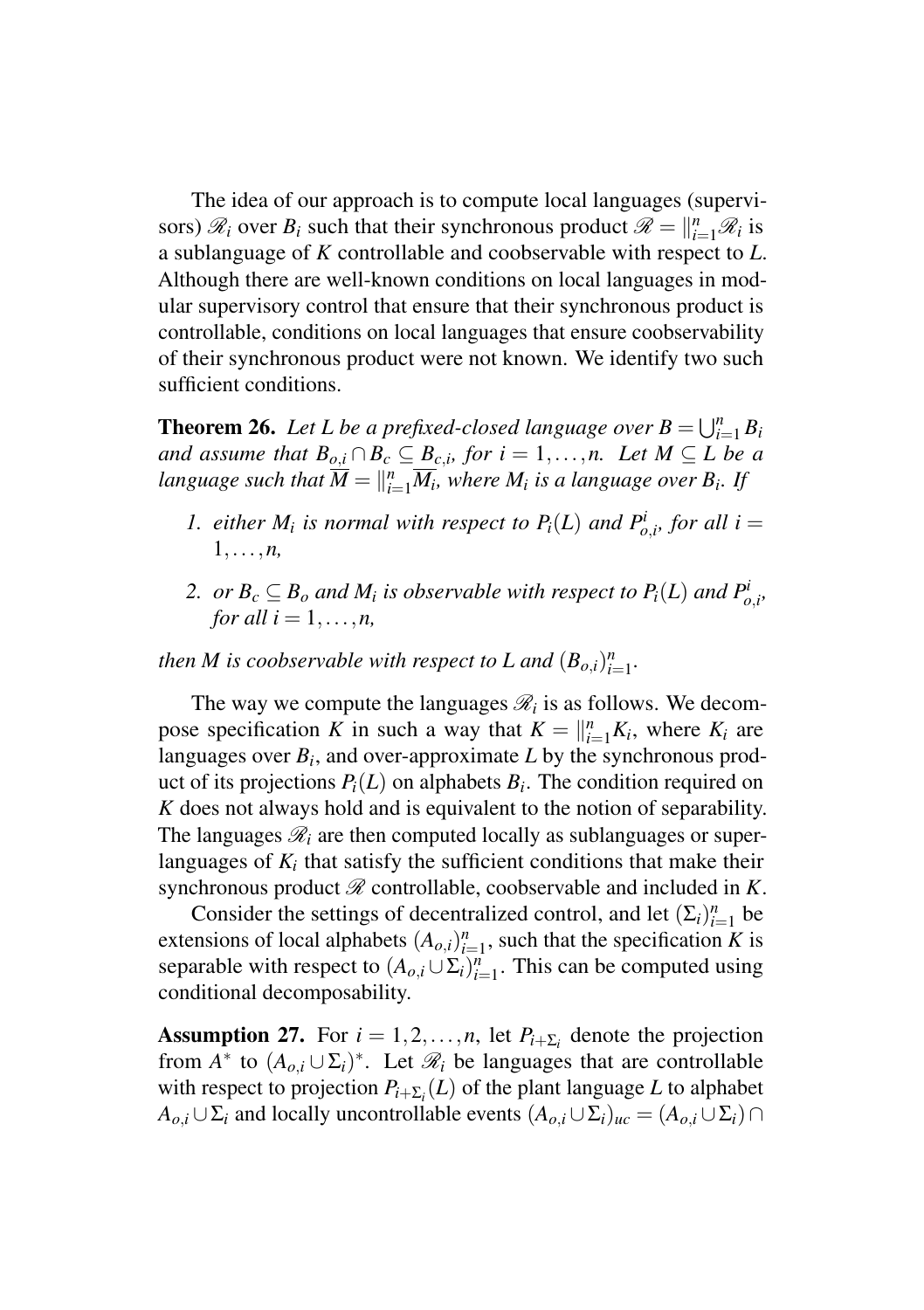The idea of our approach is to compute local languages (supervisors) $\mathscr{R}_i$ over $B_i$ such that their synchronous product $\mathscr{R} = \|_{i=1}^n \mathscr{R}_i$ is a sublanguage of $K$ controllable and coobservable with respect to $L$. Although there are well-known conditions on local languages in modular supervisory control that ensure that their synchronous product is controllable, conditions on local languages that ensure coobservability of their synchronous product were not known. We identify two such sufficient conditions.

**Theorem 26.** *Let $L$ be a prefixed-closed language over $B = \bigcup_{i=1}^n B_i$ and assume that $B_{o,i} \cap B_c \subseteq B_{c,i}$, for $i = 1, \ldots, n$. Let $M \subseteq L$ be a language such that $\overline{M} = \|_{i=1}^n \overline{M_i}$, where $M_i$ is a language over $B_i$. If*

1. *either $M_i$ is normal with respect to $P_i(L)$ and $P_{o,i}^i$, for all $i = 1, \ldots, n$,*
2. *or $B_c \subseteq B_o$ and $M_i$ is observable with respect to $P_i(L)$ and $P_{o,i}^i$, for all $i = 1, \ldots, n$,*

*then $M$ is coobservable with respect to $L$ and $(B_{o,i})_{i=1}^n$.*

The way we compute the languages $\mathscr{R}_i$ is as follows. We decompose specification $K$ in such a way that $K = \|_{i=1}^n K_i$, where $K_i$ are languages over $B_i$, and over-approximate $L$ by the synchronous product of its projections $P_i(L)$ on alphabets $B_i$. The condition required on $K$ does not always hold and is equivalent to the notion of separability. The languages $\mathscr{R}_i$ are then computed locally as sublanguages or superlanguages of $K_i$ that satisfy the sufficient conditions that make their synchronous product $\mathscr{R}$ controllable, coobservable and included in $K$.

Consider the settings of decentralized control, and let $(\Sigma_i)_{i=1}^n$ be extensions of local alphabets $(A_{o,i})_{i=1}^n$, such that the specification $K$ is separable with respect to $(A_{o,i} \cup \Sigma_i)_{i=1}^n$. This can be computed using conditional decomposability.

**Assumption 27.** For $i = 1, 2, \ldots, n$, let $P_{i+\Sigma_i}$ denote the projection from $A^*$ to $(A_{o,i} \cup \Sigma_i)^*$. Let $\mathscr{R}_i$ be languages that are controllable with respect to projection $P_{i+\Sigma_i}(L)$ of the plant language $L$ to alphabet $A_{o,i} \cup \Sigma_i$ and locally uncontrollable events $(A_{o,i} \cup \Sigma_i)_{uc} = (A_{o,i} \cup \Sigma_i) \cap$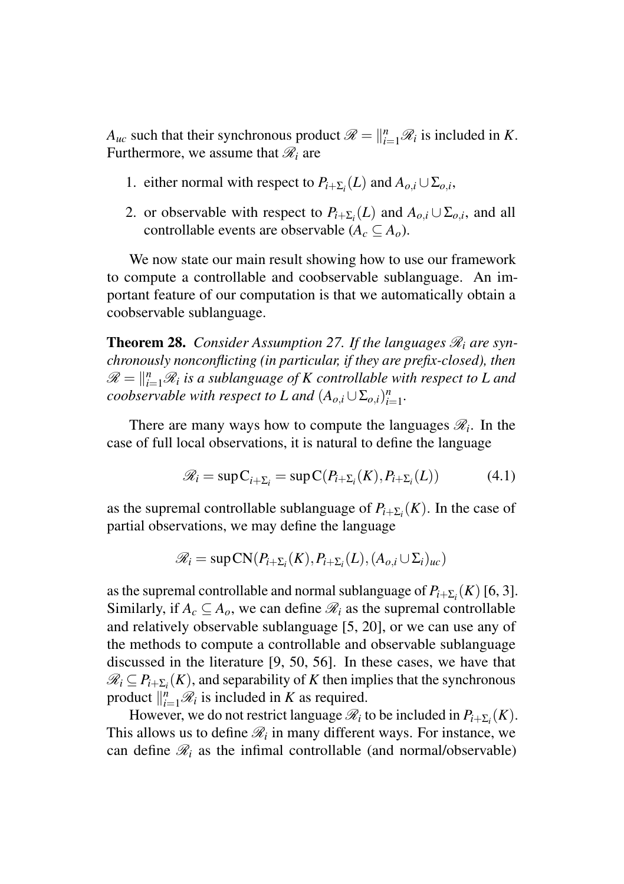$A_{uc}$ such that their synchronous product $\mathscr{R} = \|_{i=1}^{n} \mathscr{R}_i$ is included in $K$. Furthermore, we assume that $\mathscr{R}_i$ are

1. either normal with respect to $P_{i+\Sigma_i}(L)$ and $A_{o,i} \cup \Sigma_{o,i}$,
2. or observable with respect to $P_{i+\Sigma_i}(L)$ and $A_{o,i} \cup \Sigma_{o,i}$, and all controllable events are observable ($A_c \subseteq A_o$).

We now state our main result showing how to use our framework to compute a controllable and coobservable sublanguage. An important feature of our computation is that we automatically obtain a coobservable sublanguage.

**Theorem 28.** *Consider Assumption 27. If the languages $\mathscr{R}_i$ are synchronously nonconflicting (in particular, if they are prefix-closed), then $\mathscr{R} = \|_{i=1}^{n} \mathscr{R}_i$ is a sublanguage of $K$ controllable with respect to $L$ and coobservable with respect to $L$ and $(A_{o,i} \cup \Sigma_{o,i})_{i=1}^{n}$.*

There are many ways how to compute the languages $\mathscr{R}_i$. In the case of full local observations, it is natural to define the language

$$\mathscr{R}_i = \sup \mathrm{C}_{i+\Sigma_i} = \sup \mathrm{C}(P_{i+\Sigma_i}(K), P_{i+\Sigma_i}(L)) \tag{4.1}$$

as the supremal controllable sublanguage of $P_{i+\Sigma_i}(K)$. In the case of partial observations, we may define the language

$$\mathscr{R}_i = \sup \mathrm{CN}(P_{i+\Sigma_i}(K), P_{i+\Sigma_i}(L), (A_{o,i} \cup \Sigma_i)_{uc})$$

as the supremal controllable and normal sublanguage of $P_{i+\Sigma_i}(K)$ [6, 3]. Similarly, if $A_c \subseteq A_o$, we can define $\mathscr{R}_i$ as the supremal controllable and relatively observable sublanguage [5, 20], or we can use any of the methods to compute a controllable and observable sublanguage discussed in the literature [9, 50, 56]. In these cases, we have that $\mathscr{R}_i \subseteq P_{i+\Sigma_i}(K)$, and separability of $K$ then implies that the synchronous product $\|_{i=1}^{n} \mathscr{R}_i$ is included in $K$ as required.

However, we do not restrict language $\mathscr{R}_i$ to be included in $P_{i+\Sigma_i}(K)$. This allows us to define $\mathscr{R}_i$ in many different ways. For instance, we can define $\mathscr{R}_i$ as the infimal controllable (and normal/observable)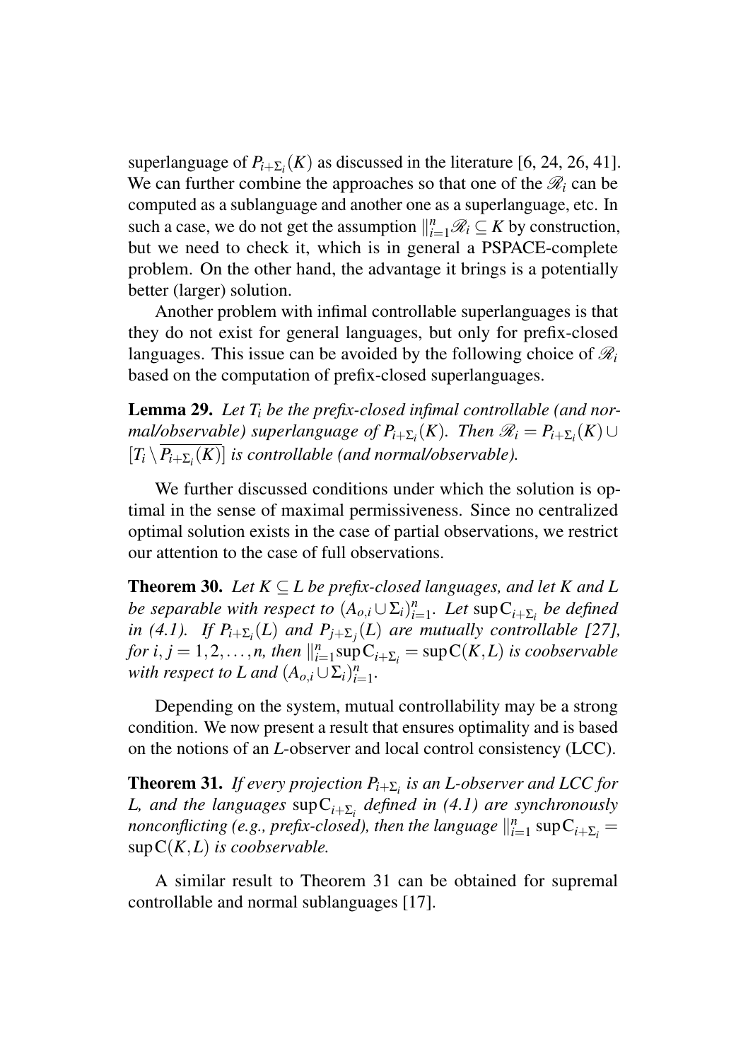superlanguage of $P_{i+\Sigma_i}(K)$ as discussed in the literature [6, 24, 26, 41]. We can further combine the approaches so that one of the $\mathscr{R}_i$ can be computed as a sublanguage and another one as a superlanguage, etc. In such a case, we do not get the assumption $\|_{i=1}^{n} \mathscr{R}_i \subseteq K$ by construction, but we need to check it, which is in general a PSPACE-complete problem. On the other hand, the advantage it brings is a potentially better (larger) solution.

Another problem with infimal controllable superlanguages is that they do not exist for general languages, but only for prefix-closed languages. This issue can be avoided by the following choice of $\mathscr{R}_i$ based on the computation of prefix-closed superlanguages.

**Lemma 29.** *Let $T_i$ be the prefix-closed infimal controllable (and normal/observable) superlanguage of $P_{i+\Sigma_i}(K)$. Then $\mathscr{R}_i = P_{i+\Sigma_i}(K) \cup [T_i \setminus \overline{P_{i+\Sigma_i}(K)}]$ is controllable (and normal/observable).*

We further discussed conditions under which the solution is optimal in the sense of maximal permissiveness. Since no centralized optimal solution exists in the case of partial observations, we restrict our attention to the case of full observations.

**Theorem 30.** *Let $K \subseteq L$ be prefix-closed languages, and let $K$ and $L$ be separable with respect to $(A_{o,i} \cup \Sigma_i)_{i=1}^{n}$. Let $\sup \mathrm{C}_{i+\Sigma_i}$ be defined in (4.1). If $P_{i+\Sigma_i}(L)$ and $P_{j+\Sigma_j}(L)$ are mutually controllable [27], for $i, j = 1, 2, \ldots, n$, then $\|_{i=1}^{n} \sup \mathrm{C}_{i+\Sigma_i} = \sup \mathrm{C}(K, L)$ is coobservable with respect to $L$ and $(A_{o,i} \cup \Sigma_i)_{i=1}^{n}$.*

Depending on the system, mutual controllability may be a strong condition. We now present a result that ensures optimality and is based on the notions of an $L$-observer and local control consistency (LCC).

**Theorem 31.** *If every projection $P_{i+\Sigma_i}$ is an $L$-observer and LCC for $L$, and the languages $\sup \mathrm{C}_{i+\Sigma_i}$ defined in (4.1) are synchronously nonconflicting (e.g., prefix-closed), then the language $\|_{i=1}^{n} \sup \mathrm{C}_{i+\Sigma_i} = \sup \mathrm{C}(K, L)$ is coobservable.*

A similar result to Theorem 31 can be obtained for supremal controllable and normal sublanguages [17].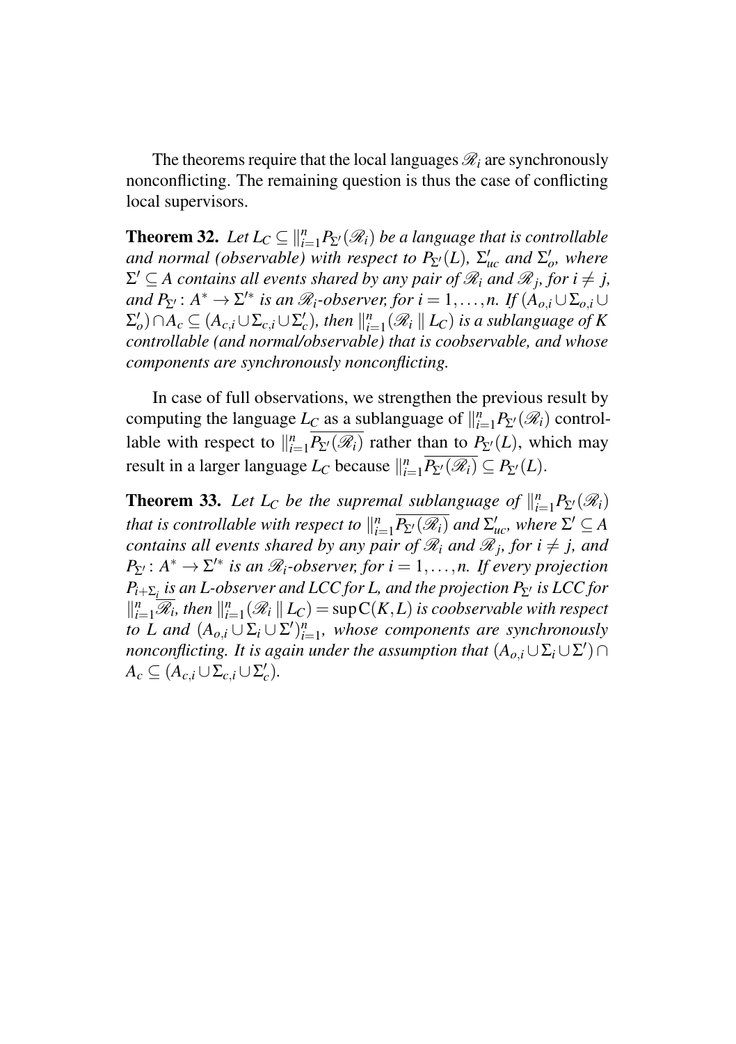The theorems require that the local languages $\mathscr{R}_i$ are synchronously nonconflicting. The remaining question is thus the case of conflicting local supervisors.

**Theorem 32.** *Let $L_C \subseteq \|_{i=1}^n P_{\Sigma'}(\mathscr{R}_i)$ be a language that is controllable and normal (observable) with respect to $P_{\Sigma'}(L)$, $\Sigma'_{uc}$ and $\Sigma'_o$, where $\Sigma' \subseteq A$ contains all events shared by any pair of $\mathscr{R}_i$ and $\mathscr{R}_j$, for $i \neq j$, and $P_{\Sigma'} \colon A^* \to \Sigma'^*$ is an $\mathscr{R}_i$-observer, for $i = 1, \ldots, n$. If $(A_{o,i} \cup \Sigma_{o,i} \cup \Sigma'_o) \cap A_c \subseteq (A_{c,i} \cup \Sigma_{c,i} \cup \Sigma'_c)$, then $\|_{i=1}^n (\mathscr{R}_i \,\|\, L_C)$ is a sublanguage of $K$ controllable (and normal/observable) that is coobservable, and whose components are synchronously nonconflicting.*

In case of full observations, we strengthen the previous result by computing the language $L_C$ as a sublanguage of $\|_{i=1}^n P_{\Sigma'}(\mathscr{R}_i)$ controllable with respect to $\|_{i=1}^n \overline{P_{\Sigma'}(\mathscr{R}_i)}$ rather than to $P_{\Sigma'}(L)$, which may result in a larger language $L_C$ because $\|_{i=1}^n \overline{P_{\Sigma'}(\mathscr{R}_i)} \subseteq P_{\Sigma'}(L)$.

**Theorem 33.** *Let $L_C$ be the supremal sublanguage of $\|_{i=1}^n P_{\Sigma'}(\mathscr{R}_i)$ that is controllable with respect to $\|_{i=1}^n \overline{P_{\Sigma'}(\mathscr{R}_i)}$ and $\Sigma'_{uc}$, where $\Sigma' \subseteq A$ contains all events shared by any pair of $\mathscr{R}_i$ and $\mathscr{R}_j$, for $i \neq j$, and $P_{\Sigma'} \colon A^* \to \Sigma'^*$ is an $\mathscr{R}_i$-observer, for $i = 1, \ldots, n$. If every projection $P_{i+\Sigma_i}$ is an $L$-observer and LCC for $L$, and the projection $P_{\Sigma'}$ is LCC for $\|_{i=1}^n \overline{\mathscr{R}_i}$, then $\|_{i=1}^n (\mathscr{R}_i \,\|\, L_C) = \sup \mathrm{C}(K, L)$ is coobservable with respect to $L$ and $(A_{o,i} \cup \Sigma_i \cup \Sigma')_{i=1}^n$, whose components are synchronously nonconflicting. It is again under the assumption that $(A_{o,i} \cup \Sigma_i \cup \Sigma') \cap A_c \subseteq (A_{c,i} \cup \Sigma_{c,i} \cup \Sigma'_c)$.*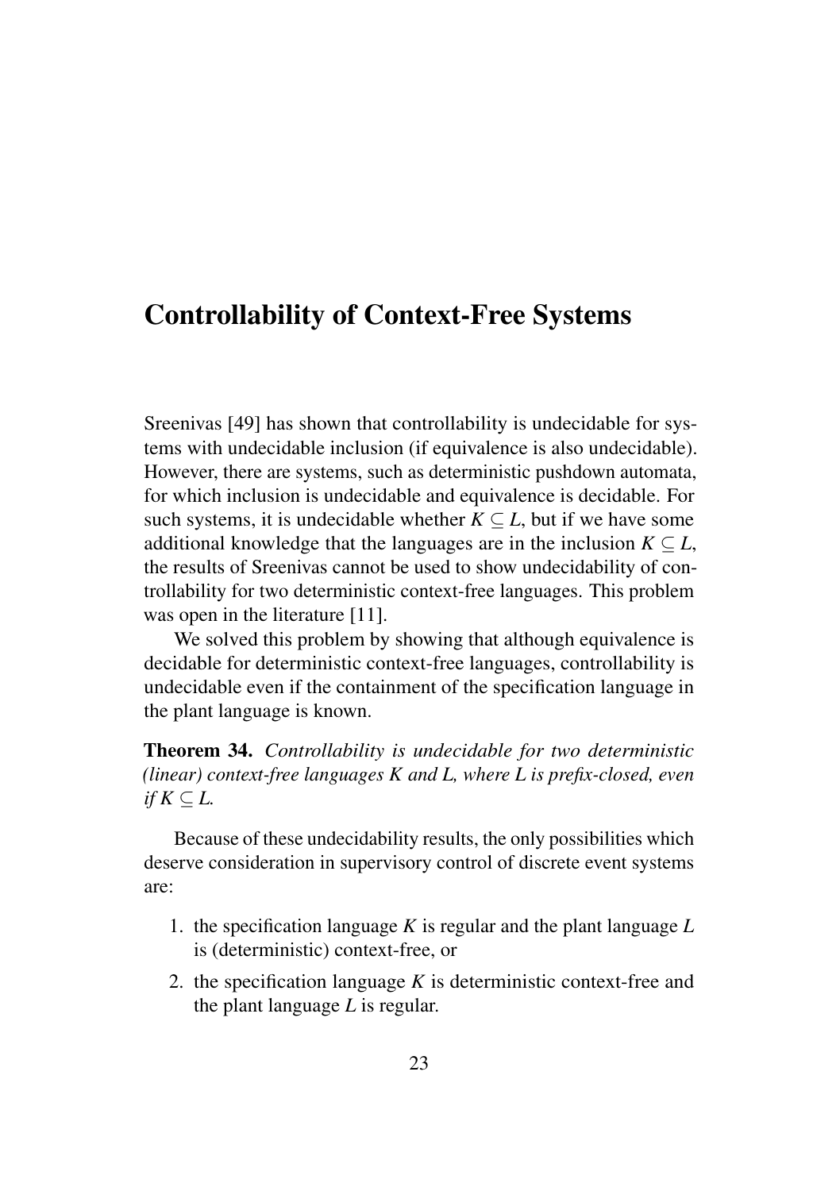# Controllability of Context-Free Systems

Sreenivas [49] has shown that controllability is undecidable for systems with undecidable inclusion (if equivalence is also undecidable). However, there are systems, such as deterministic pushdown automata, for which inclusion is undecidable and equivalence is decidable. For such systems, it is undecidable whether $K \subseteq L$, but if we have some additional knowledge that the languages are in the inclusion $K \subseteq L$, the results of Sreenivas cannot be used to show undecidability of controllability for two deterministic context-free languages. This problem was open in the literature [11].

We solved this problem by showing that although equivalence is decidable for deterministic context-free languages, controllability is undecidable even if the containment of the specification language in the plant language is known.

**Theorem 34.** *Controllability is undecidable for two deterministic (linear) context-free languages $K$ and $L$, where $L$ is prefix-closed, even if $K \subseteq L$.*

Because of these undecidability results, the only possibilities which deserve consideration in supervisory control of discrete event systems are:

1. the specification language $K$ is regular and the plant language $L$ is (deterministic) context-free, or
2. the specification language $K$ is deterministic context-free and the plant language $L$ is regular.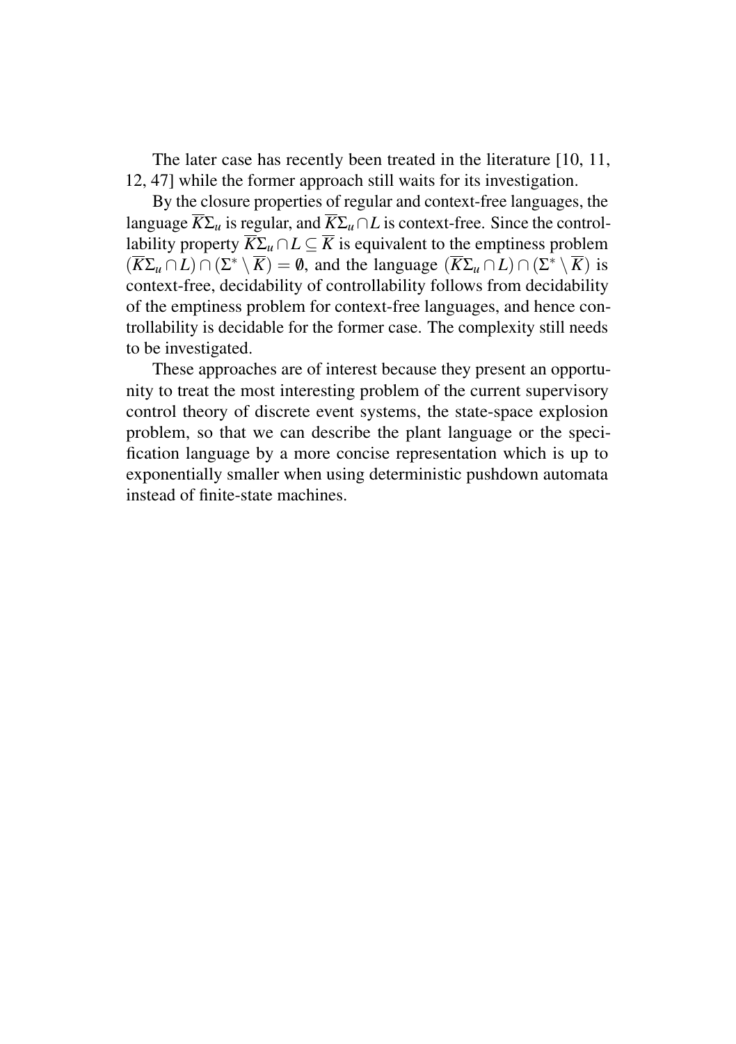The later case has recently been treated in the literature [10, 11, 12, 47] while the former approach still waits for its investigation.

By the closure properties of regular and context-free languages, the language $\overline{K}\Sigma_u$ is regular, and $\overline{K}\Sigma_u \cap L$ is context-free. Since the controllability property $\overline{K}\Sigma_u \cap L \subseteq \overline{K}$ is equivalent to the emptiness problem $(\overline{K}\Sigma_u \cap L) \cap (\Sigma^* \setminus \overline{K}) = \emptyset$, and the language $(\overline{K}\Sigma_u \cap L) \cap (\Sigma^* \setminus \overline{K})$ is context-free, decidability of controllability follows from decidability of the emptiness problem for context-free languages, and hence controllability is decidable for the former case. The complexity still needs to be investigated.

These approaches are of interest because they present an opportunity to treat the most interesting problem of the current supervisory control theory of discrete event systems, the state-space explosion problem, so that we can describe the plant language or the specification language by a more concise representation which is up to exponentially smaller when using deterministic pushdown automata instead of finite-state machines.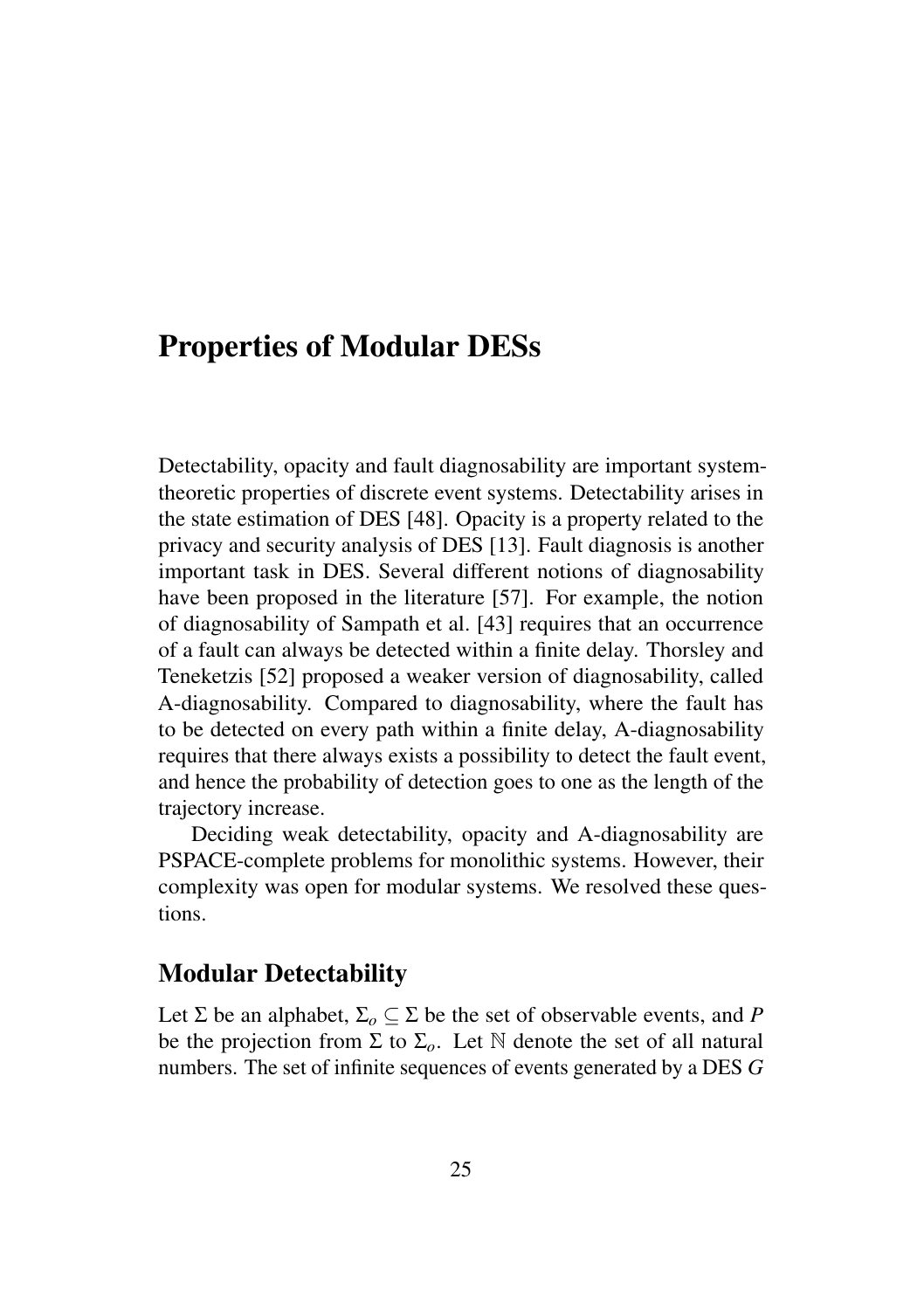# Properties of Modular DESs

Detectability, opacity and fault diagnosability are important system-theoretic properties of discrete event systems. Detectability arises in the state estimation of DES [48]. Opacity is a property related to the privacy and security analysis of DES [13]. Fault diagnosis is another important task in DES. Several different notions of diagnosability have been proposed in the literature [57]. For example, the notion of diagnosability of Sampath et al. [43] requires that an occurrence of a fault can always be detected within a finite delay. Thorsley and Teneketzis [52] proposed a weaker version of diagnosability, called A-diagnosability. Compared to diagnosability, where the fault has to be detected on every path within a finite delay, A-diagnosability requires that there always exists a possibility to detect the fault event, and hence the probability of detection goes to one as the length of the trajectory increase.

Deciding weak detectability, opacity and A-diagnosability are PSPACE-complete problems for monolithic systems. However, their complexity was open for modular systems. We resolved these questions.

## Modular Detectability

Let $\Sigma$ be an alphabet, $\Sigma_o \subseteq \Sigma$ be the set of observable events, and $P$ be the projection from $\Sigma$ to $\Sigma_o$. Let $\mathbb{N}$ denote the set of all natural numbers. The set of infinite sequences of events generated by a DES $G$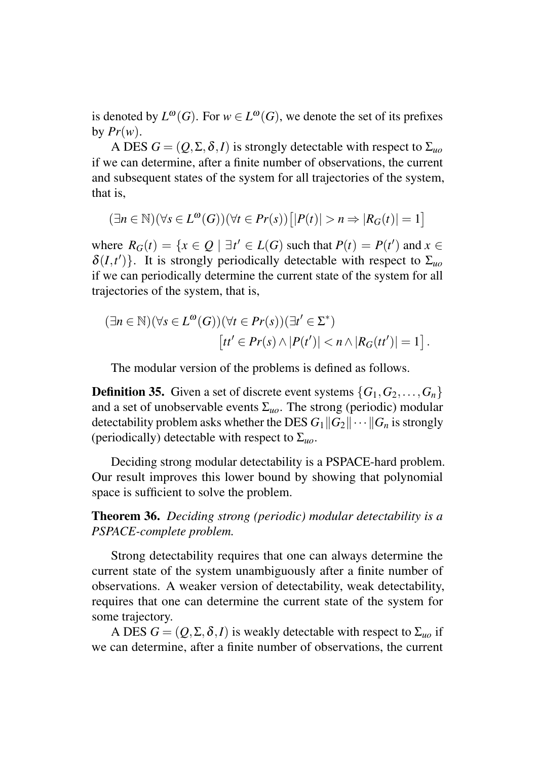is denoted by $L^\omega(G)$. For $w \in L^\omega(G)$, we denote the set of its prefixes by $Pr(w)$.

A DES $G = (Q, \Sigma, \delta, I)$ is strongly detectable with respect to $\Sigma_{uo}$ if we can determine, after a finite number of observations, the current and subsequent states of the system for all trajectories of the system, that is,

$$(\exists n \in \mathbb{N})(\forall s \in L^\omega(G))(\forall t \in Pr(s))\big[|P(t)| > n \Rightarrow |R_G(t)| = 1\big]$$

where $R_G(t) = \{x \in Q \mid \exists t' \in L(G) \text{ such that } P(t) = P(t') \text{ and } x \in \delta(I, t')\}$. It is strongly periodically detectable with respect to $\Sigma_{uo}$ if we can periodically determine the current state of the system for all trajectories of the system, that is,

$$(\exists n \in \mathbb{N})(\forall s \in L^\omega(G))(\forall t \in Pr(s))(\exists t' \in \Sigma^*) \\ \big[tt' \in Pr(s) \wedge |P(t')| < n \wedge |R_G(tt')| = 1\big].$$

The modular version of the problems is defined as follows.

**Definition 35.** Given a set of discrete event systems $\{G_1, G_2, \dots, G_n\}$ and a set of unobservable events $\Sigma_{uo}$. The strong (periodic) modular detectability problem asks whether the DES $G_1 \| G_2 \| \cdots \| G_n$ is strongly (periodically) detectable with respect to $\Sigma_{uo}$.

Deciding strong modular detectability is a PSPACE-hard problem. Our result improves this lower bound by showing that polynomial space is sufficient to solve the problem.

**Theorem 36.** *Deciding strong (periodic) modular detectability is a PSPACE-complete problem.*

Strong detectability requires that one can always determine the current state of the system unambiguously after a finite number of observations. A weaker version of detectability, weak detectability, requires that one can determine the current state of the system for some trajectory.

A DES $G = (Q, \Sigma, \delta, I)$ is weakly detectable with respect to $\Sigma_{uo}$ if we can determine, after a finite number of observations, the current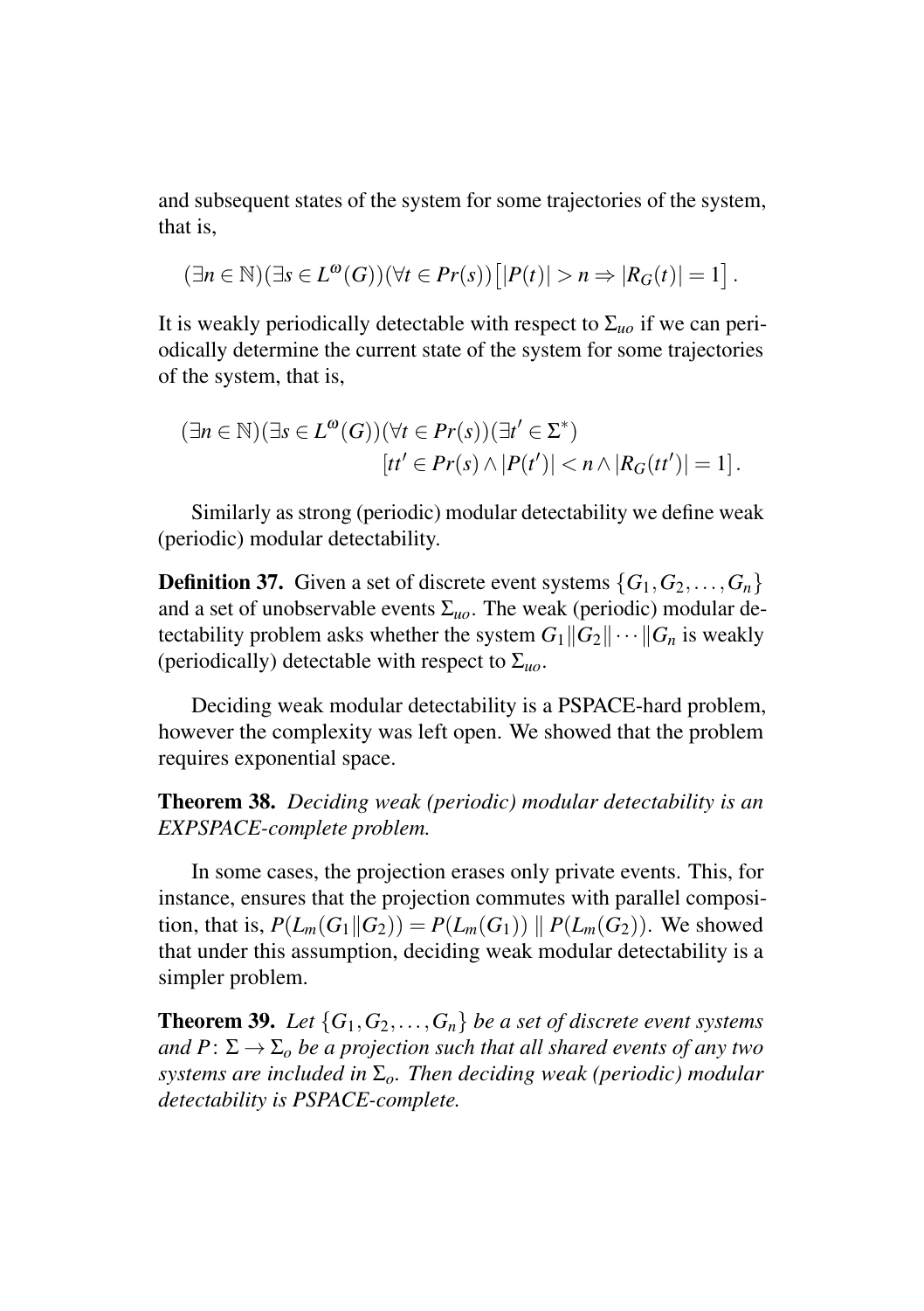and subsequent states of the system for some trajectories of the system, that is,

$$(\exists n \in \mathbb{N})(\exists s \in L^{\omega}(G))(\forall t \in Pr(s))\left[|P(t)| > n \Rightarrow |R_G(t)| = 1\right].$$

It is weakly periodically detectable with respect to $\Sigma_{uo}$ if we can periodically determine the current state of the system for some trajectories of the system, that is,

$$(\exists n \in \mathbb{N})(\exists s \in L^{\omega}(G))(\forall t \in Pr(s))(\exists t' \in \Sigma^*)$$
$$[tt' \in Pr(s) \wedge |P(t')| < n \wedge |R_G(tt')| = 1].$$

Similarly as strong (periodic) modular detectability we define weak (periodic) modular detectability.

**Definition 37.** Given a set of discrete event systems $\{G_1, G_2, \dots, G_n\}$ and a set of unobservable events $\Sigma_{uo}$. The weak (periodic) modular detectability problem asks whether the system $G_1 \| G_2 \| \cdots \| G_n$ is weakly (periodically) detectable with respect to $\Sigma_{uo}$.

Deciding weak modular detectability is a PSPACE-hard problem, however the complexity was left open. We showed that the problem requires exponential space.

**Theorem 38.** *Deciding weak (periodic) modular detectability is an EXPSPACE-complete problem.*

In some cases, the projection erases only private events. This, for instance, ensures that the projection commutes with parallel composition, that is, $P(L_m(G_1 \| G_2)) = P(L_m(G_1)) \parallel P(L_m(G_2))$. We showed that under this assumption, deciding weak modular detectability is a simpler problem.

**Theorem 39.** *Let $\{G_1, G_2, \dots, G_n\}$ be a set of discrete event systems and $P\colon \Sigma \to \Sigma_o$ be a projection such that all shared events of any two systems are included in $\Sigma_o$. Then deciding weak (periodic) modular detectability is PSPACE-complete.*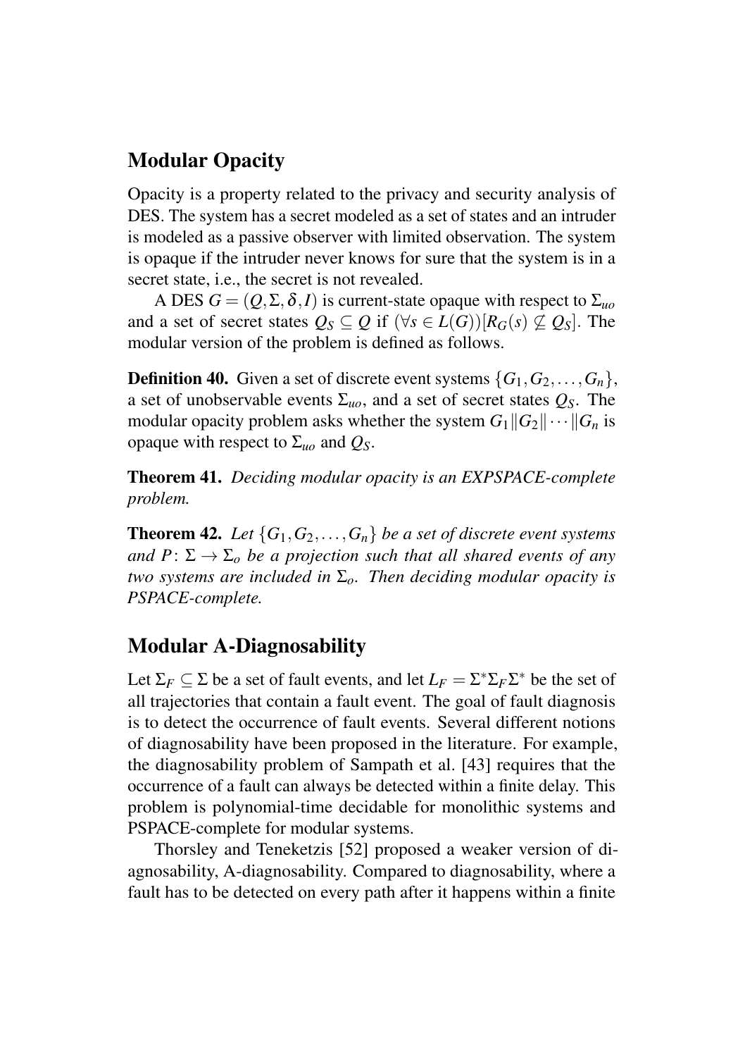## Modular Opacity

Opacity is a property related to the privacy and security analysis of DES. The system has a secret modeled as a set of states and an intruder is modeled as a passive observer with limited observation. The system is opaque if the intruder never knows for sure that the system is in a secret state, i.e., the secret is not revealed.

A DES $G = (Q, \Sigma, \delta, I)$ is current-state opaque with respect to $\Sigma_{uo}$ and a set of secret states $Q_S \subseteq Q$ if $(\forall s \in L(G))[R_G(s) \not\subseteq Q_S]$. The modular version of the problem is defined as follows.

**Definition 40.** Given a set of discrete event systems $\{G_1, G_2, \ldots, G_n\}$, a set of unobservable events $\Sigma_{uo}$, and a set of secret states $Q_S$. The modular opacity problem asks whether the system $G_1 \| G_2 \| \cdots \| G_n$ is opaque with respect to $\Sigma_{uo}$ and $Q_S$.

**Theorem 41.** *Deciding modular opacity is an EXPSPACE-complete problem.*

**Theorem 42.** *Let $\{G_1, G_2, \ldots, G_n\}$ be a set of discrete event systems and $P\colon \Sigma \to \Sigma_o$ be a projection such that all shared events of any two systems are included in $\Sigma_o$. Then deciding modular opacity is PSPACE-complete.*

## Modular A-Diagnosability

Let $\Sigma_F \subseteq \Sigma$ be a set of fault events, and let $L_F = \Sigma^* \Sigma_F \Sigma^*$ be the set of all trajectories that contain a fault event. The goal of fault diagnosis is to detect the occurrence of fault events. Several different notions of diagnosability have been proposed in the literature. For example, the diagnosability problem of Sampath et al. [43] requires that the occurrence of a fault can always be detected within a finite delay. This problem is polynomial-time decidable for monolithic systems and PSPACE-complete for modular systems.

Thorsley and Teneketzis [52] proposed a weaker version of diagnosability, A-diagnosability. Compared to diagnosability, where a fault has to be detected on every path after it happens within a finite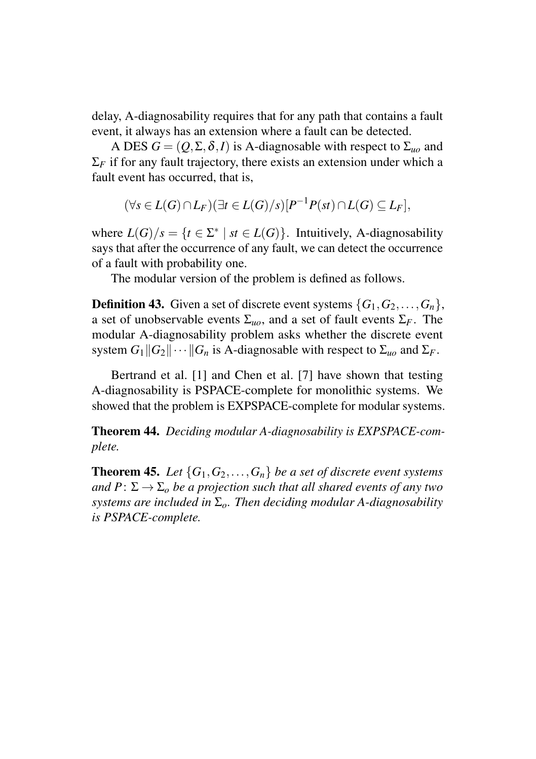delay, A-diagnosability requires that for any path that contains a fault event, it always has an extension where a fault can be detected.

A DES $G = (Q, \Sigma, \delta, I)$ is A-diagnosable with respect to $\Sigma_{uo}$ and $\Sigma_F$ if for any fault trajectory, there exists an extension under which a fault event has occurred, that is,

$$(\forall s \in L(G) \cap L_F)(\exists t \in L(G)/s)[P^{-1}P(st) \cap L(G) \subseteq L_F],$$

where $L(G)/s = \{t \in \Sigma^* \mid st \in L(G)\}$. Intuitively, A-diagnosability says that after the occurrence of any fault, we can detect the occurrence of a fault with probability one.

The modular version of the problem is defined as follows.

**Definition 43.** Given a set of discrete event systems $\{G_1, G_2, \ldots, G_n\}$, a set of unobservable events $\Sigma_{uo}$, and a set of fault events $\Sigma_F$. The modular A-diagnosability problem asks whether the discrete event system $G_1 \| G_2 \| \cdots \| G_n$ is A-diagnosable with respect to $\Sigma_{uo}$ and $\Sigma_F$.

Bertrand et al. [1] and Chen et al. [7] have shown that testing A-diagnosability is PSPACE-complete for monolithic systems. We showed that the problem is EXPSPACE-complete for modular systems.

**Theorem 44.** *Deciding modular A-diagnosability is EXPSPACE-complete.*

**Theorem 45.** *Let $\{G_1, G_2, \ldots, G_n\}$ be a set of discrete event systems and $P \colon \Sigma \to \Sigma_o$ be a projection such that all shared events of any two systems are included in $\Sigma_o$. Then deciding modular A-diagnosability is PSPACE-complete.*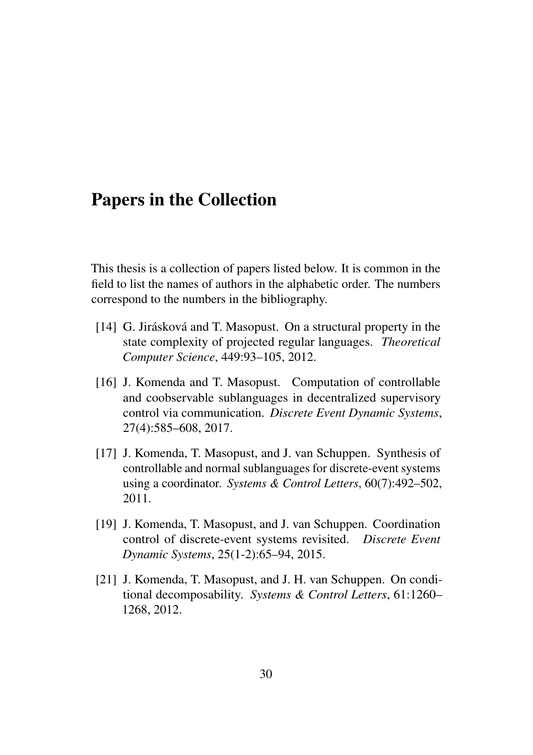# Papers in the Collection

This thesis is a collection of papers listed below. It is common in the field to list the names of authors in the alphabetic order. The numbers correspond to the numbers in the bibliography.

[14] G. Jirásková and T. Masopust. On a structural property in the state complexity of projected regular languages. *Theoretical Computer Science*, 449:93–105, 2012.

[16] J. Komenda and T. Masopust. Computation of controllable and coobservable sublanguages in decentralized supervisory control via communication. *Discrete Event Dynamic Systems*, 27(4):585–608, 2017.

[17] J. Komenda, T. Masopust, and J. van Schuppen. Synthesis of controllable and normal sublanguages for discrete-event systems using a coordinator. *Systems & Control Letters*, 60(7):492–502, 2011.

[19] J. Komenda, T. Masopust, and J. van Schuppen. Coordination control of discrete-event systems revisited. *Discrete Event Dynamic Systems*, 25(1-2):65–94, 2015.

[21] J. Komenda, T. Masopust, and J. H. van Schuppen. On conditional decomposability. *Systems & Control Letters*, 61:1260–1268, 2012.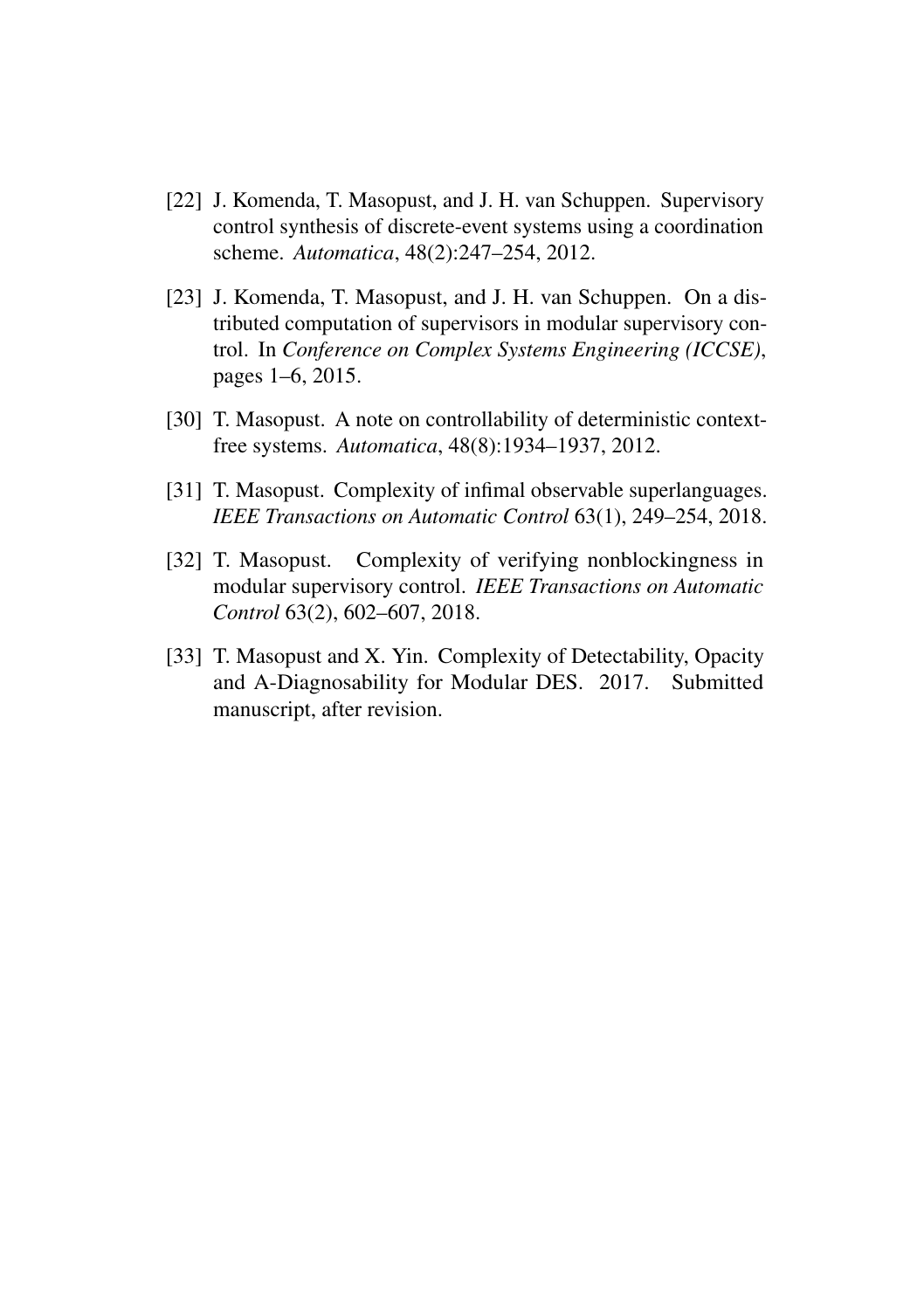[22] J. Komenda, T. Masopust, and J. H. van Schuppen. Supervisory control synthesis of discrete-event systems using a coordination scheme. *Automatica*, 48(2):247–254, 2012.

[23] J. Komenda, T. Masopust, and J. H. van Schuppen. On a distributed computation of supervisors in modular supervisory control. In *Conference on Complex Systems Engineering (ICCSE)*, pages 1–6, 2015.

[30] T. Masopust. A note on controllability of deterministic context-free systems. *Automatica*, 48(8):1934–1937, 2012.

[31] T. Masopust. Complexity of infimal observable superlanguages. *IEEE Transactions on Automatic Control* 63(1), 249–254, 2018.

[32] T. Masopust. Complexity of verifying nonblockingness in modular supervisory control. *IEEE Transactions on Automatic Control* 63(2), 602–607, 2018.

[33] T. Masopust and X. Yin. Complexity of Detectability, Opacity and A-Diagnosability for Modular DES. 2017. Submitted manuscript, after revision.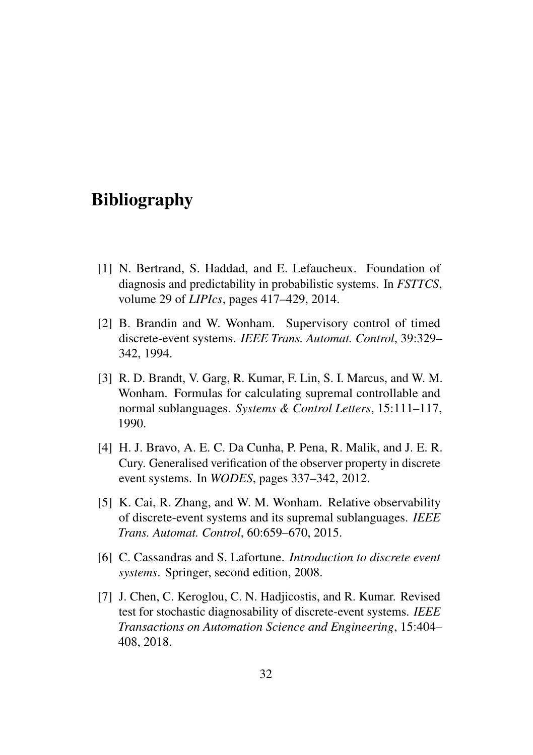# Bibliography

[1] N. Bertrand, S. Haddad, and E. Lefaucheux. Foundation of diagnosis and predictability in probabilistic systems. In *FSTTCS*, volume 29 of *LIPIcs*, pages 417–429, 2014.

[2] B. Brandin and W. Wonham. Supervisory control of timed discrete-event systems. *IEEE Trans. Automat. Control*, 39:329–342, 1994.

[3] R. D. Brandt, V. Garg, R. Kumar, F. Lin, S. I. Marcus, and W. M. Wonham. Formulas for calculating supremal controllable and normal sublanguages. *Systems & Control Letters*, 15:111–117, 1990.

[4] H. J. Bravo, A. E. C. Da Cunha, P. Pena, R. Malik, and J. E. R. Cury. Generalised verification of the observer property in discrete event systems. In *WODES*, pages 337–342, 2012.

[5] K. Cai, R. Zhang, and W. M. Wonham. Relative observability of discrete-event systems and its supremal sublanguages. *IEEE Trans. Automat. Control*, 60:659–670, 2015.

[6] C. Cassandras and S. Lafortune. *Introduction to discrete event systems*. Springer, second edition, 2008.

[7] J. Chen, C. Keroglou, C. N. Hadjicostis, and R. Kumar. Revised test for stochastic diagnosability of discrete-event systems. *IEEE Transactions on Automation Science and Engineering*, 15:404–408, 2018.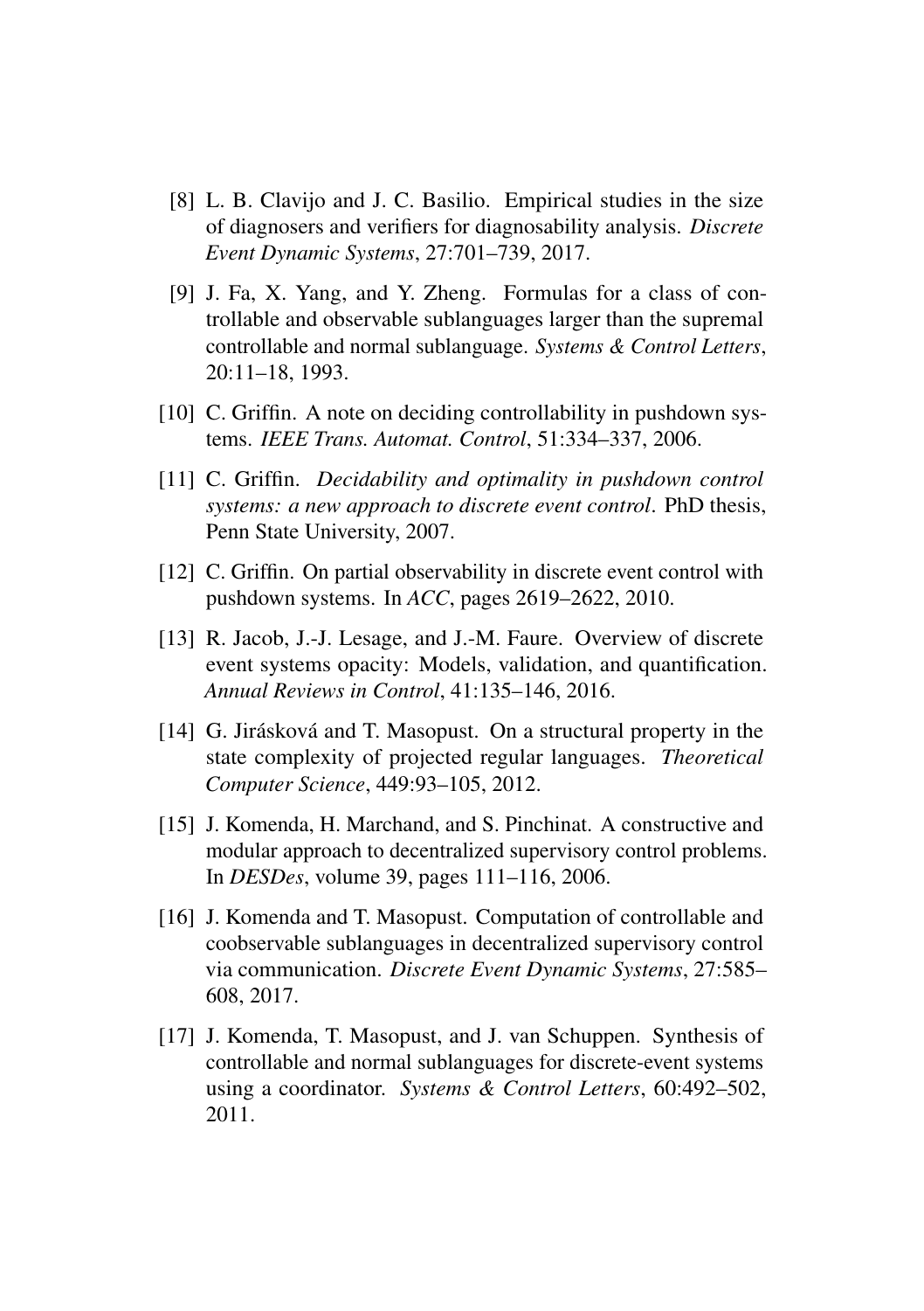[8] L. B. Clavijo and J. C. Basilio. Empirical studies in the size of diagnosers and verifiers for diagnosability analysis. *Discrete Event Dynamic Systems*, 27:701–739, 2017.

[9] J. Fa, X. Yang, and Y. Zheng. Formulas for a class of controllable and observable sublanguages larger than the supremal controllable and normal sublanguage. *Systems & Control Letters*, 20:11–18, 1993.

[10] C. Griffin. A note on deciding controllability in pushdown systems. *IEEE Trans. Automat. Control*, 51:334–337, 2006.

[11] C. Griffin. *Decidability and optimality in pushdown control systems: a new approach to discrete event control*. PhD thesis, Penn State University, 2007.

[12] C. Griffin. On partial observability in discrete event control with pushdown systems. In *ACC*, pages 2619–2622, 2010.

[13] R. Jacob, J.-J. Lesage, and J.-M. Faure. Overview of discrete event systems opacity: Models, validation, and quantification. *Annual Reviews in Control*, 41:135–146, 2016.

[14] G. Jirásková and T. Masopust. On a structural property in the state complexity of projected regular languages. *Theoretical Computer Science*, 449:93–105, 2012.

[15] J. Komenda, H. Marchand, and S. Pinchinat. A constructive and modular approach to decentralized supervisory control problems. In *DESDes*, volume 39, pages 111–116, 2006.

[16] J. Komenda and T. Masopust. Computation of controllable and coobservable sublanguages in decentralized supervisory control via communication. *Discrete Event Dynamic Systems*, 27:585–608, 2017.

[17] J. Komenda, T. Masopust, and J. van Schuppen. Synthesis of controllable and normal sublanguages for discrete-event systems using a coordinator. *Systems & Control Letters*, 60:492–502, 2011.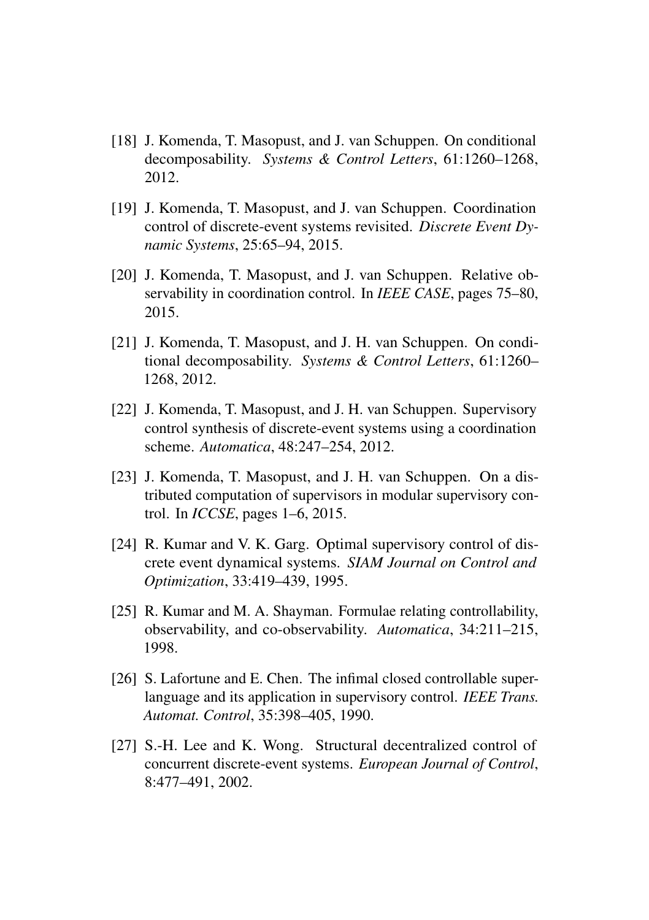[18] J. Komenda, T. Masopust, and J. van Schuppen. On conditional decomposability. *Systems & Control Letters*, 61:1260–1268, 2012.

[19] J. Komenda, T. Masopust, and J. van Schuppen. Coordination control of discrete-event systems revisited. *Discrete Event Dynamic Systems*, 25:65–94, 2015.

[20] J. Komenda, T. Masopust, and J. van Schuppen. Relative observability in coordination control. In *IEEE CASE*, pages 75–80, 2015.

[21] J. Komenda, T. Masopust, and J. H. van Schuppen. On conditional decomposability. *Systems & Control Letters*, 61:1260–1268, 2012.

[22] J. Komenda, T. Masopust, and J. H. van Schuppen. Supervisory control synthesis of discrete-event systems using a coordination scheme. *Automatica*, 48:247–254, 2012.

[23] J. Komenda, T. Masopust, and J. H. van Schuppen. On a distributed computation of supervisors in modular supervisory control. In *ICCSE*, pages 1–6, 2015.

[24] R. Kumar and V. K. Garg. Optimal supervisory control of discrete event dynamical systems. *SIAM Journal on Control and Optimization*, 33:419–439, 1995.

[25] R. Kumar and M. A. Shayman. Formulae relating controllability, observability, and co-observability. *Automatica*, 34:211–215, 1998.

[26] S. Lafortune and E. Chen. The infimal closed controllable superlanguage and its application in supervisory control. *IEEE Trans. Automat. Control*, 35:398–405, 1990.

[27] S.-H. Lee and K. Wong. Structural decentralized control of concurrent discrete-event systems. *European Journal of Control*, 8:477–491, 2002.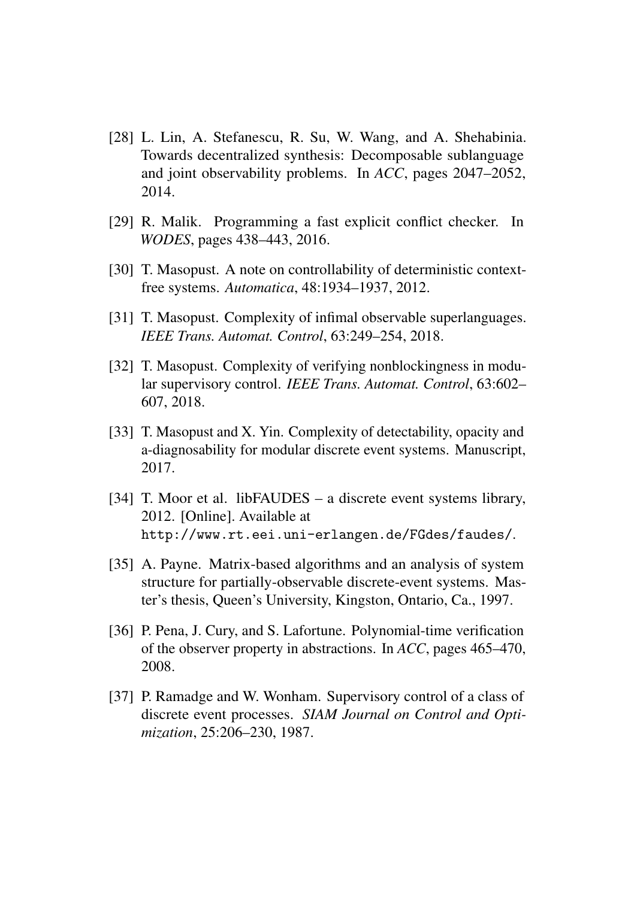[28] L. Lin, A. Stefanescu, R. Su, W. Wang, and A. Shehabinia. Towards decentralized synthesis: Decomposable sublanguage and joint observability problems. In *ACC*, pages 2047–2052, 2014.

[29] R. Malik. Programming a fast explicit conflict checker. In *WODES*, pages 438–443, 2016.

[30] T. Masopust. A note on controllability of deterministic context-free systems. *Automatica*, 48:1934–1937, 2012.

[31] T. Masopust. Complexity of infimal observable superlanguages. *IEEE Trans. Automat. Control*, 63:249–254, 2018.

[32] T. Masopust. Complexity of verifying nonblockingness in modular supervisory control. *IEEE Trans. Automat. Control*, 63:602–607, 2018.

[33] T. Masopust and X. Yin. Complexity of detectability, opacity and a-diagnosability for modular discrete event systems. Manuscript, 2017.

[34] T. Moor et al. libFAUDES – a discrete event systems library, 2012. [Online]. Available at `http://www.rt.eei.uni-erlangen.de/FGdes/faudes/`.

[35] A. Payne. Matrix-based algorithms and an analysis of system structure for partially-observable discrete-event systems. Master's thesis, Queen's University, Kingston, Ontario, Ca., 1997.

[36] P. Pena, J. Cury, and S. Lafortune. Polynomial-time verification of the observer property in abstractions. In *ACC*, pages 465–470, 2008.

[37] P. Ramadge and W. Wonham. Supervisory control of a class of discrete event processes. *SIAM Journal on Control and Optimization*, 25:206–230, 1987.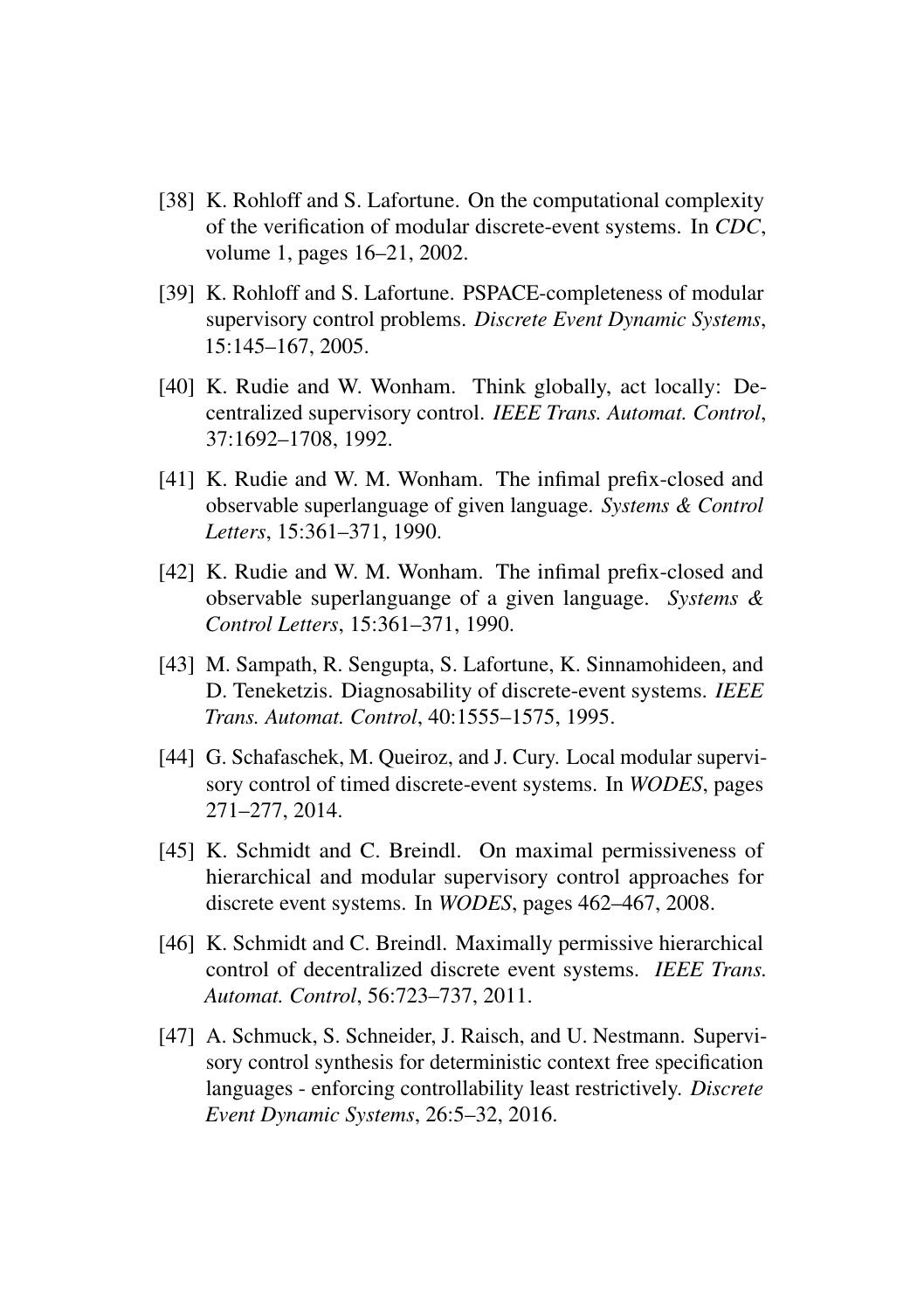[38] K. Rohloff and S. Lafortune. On the computational complexity of the verification of modular discrete-event systems. In *CDC*, volume 1, pages 16–21, 2002.

[39] K. Rohloff and S. Lafortune. PSPACE-completeness of modular supervisory control problems. *Discrete Event Dynamic Systems*, 15:145–167, 2005.

[40] K. Rudie and W. Wonham. Think globally, act locally: Decentralized supervisory control. *IEEE Trans. Automat. Control*, 37:1692–1708, 1992.

[41] K. Rudie and W. M. Wonham. The infimal prefix-closed and observable superlanguage of given language. *Systems & Control Letters*, 15:361–371, 1990.

[42] K. Rudie and W. M. Wonham. The infimal prefix-closed and observable superlanguange of a given language. *Systems & Control Letters*, 15:361–371, 1990.

[43] M. Sampath, R. Sengupta, S. Lafortune, K. Sinnamohideen, and D. Teneketzis. Diagnosability of discrete-event systems. *IEEE Trans. Automat. Control*, 40:1555–1575, 1995.

[44] G. Schafaschek, M. Queiroz, and J. Cury. Local modular supervisory control of timed discrete-event systems. In *WODES*, pages 271–277, 2014.

[45] K. Schmidt and C. Breindl. On maximal permissiveness of hierarchical and modular supervisory control approaches for discrete event systems. In *WODES*, pages 462–467, 2008.

[46] K. Schmidt and C. Breindl. Maximally permissive hierarchical control of decentralized discrete event systems. *IEEE Trans. Automat. Control*, 56:723–737, 2011.

[47] A. Schmuck, S. Schneider, J. Raisch, and U. Nestmann. Supervisory control synthesis for deterministic context free specification languages - enforcing controllability least restrictively. *Discrete Event Dynamic Systems*, 26:5–32, 2016.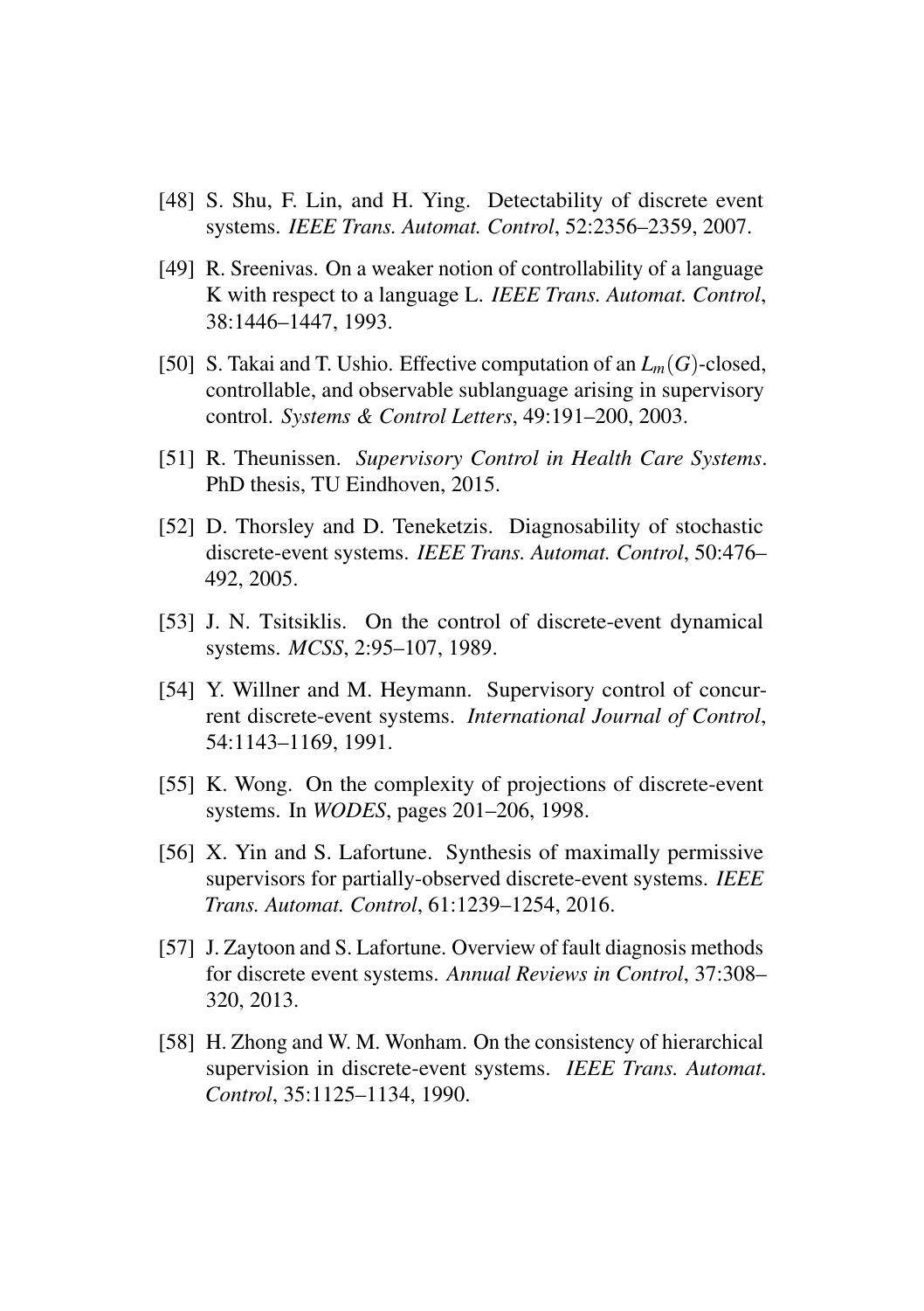[48] S. Shu, F. Lin, and H. Ying. Detectability of discrete event systems. *IEEE Trans. Automat. Control*, 52:2356–2359, 2007.

[49] R. Sreenivas. On a weaker notion of controllability of a language K with respect to a language L. *IEEE Trans. Automat. Control*, 38:1446–1447, 1993.

[50] S. Takai and T. Ushio. Effective computation of an $L_m(G)$-closed, controllable, and observable sublanguage arising in supervisory control. *Systems & Control Letters*, 49:191–200, 2003.

[51] R. Theunissen. *Supervisory Control in Health Care Systems*. PhD thesis, TU Eindhoven, 2015.

[52] D. Thorsley and D. Teneketzis. Diagnosability of stochastic discrete-event systems. *IEEE Trans. Automat. Control*, 50:476–492, 2005.

[53] J. N. Tsitsiklis. On the control of discrete-event dynamical systems. *MCSS*, 2:95–107, 1989.

[54] Y. Willner and M. Heymann. Supervisory control of concurrent discrete-event systems. *International Journal of Control*, 54:1143–1169, 1991.

[55] K. Wong. On the complexity of projections of discrete-event systems. In *WODES*, pages 201–206, 1998.

[56] X. Yin and S. Lafortune. Synthesis of maximally permissive supervisors for partially-observed discrete-event systems. *IEEE Trans. Automat. Control*, 61:1239–1254, 2016.

[57] J. Zaytoon and S. Lafortune. Overview of fault diagnosis methods for discrete event systems. *Annual Reviews in Control*, 37:308–320, 2013.

[58] H. Zhong and W. M. Wonham. On the consistency of hierarchical supervision in discrete-event systems. *IEEE Trans. Automat. Control*, 35:1125–1134, 1990.